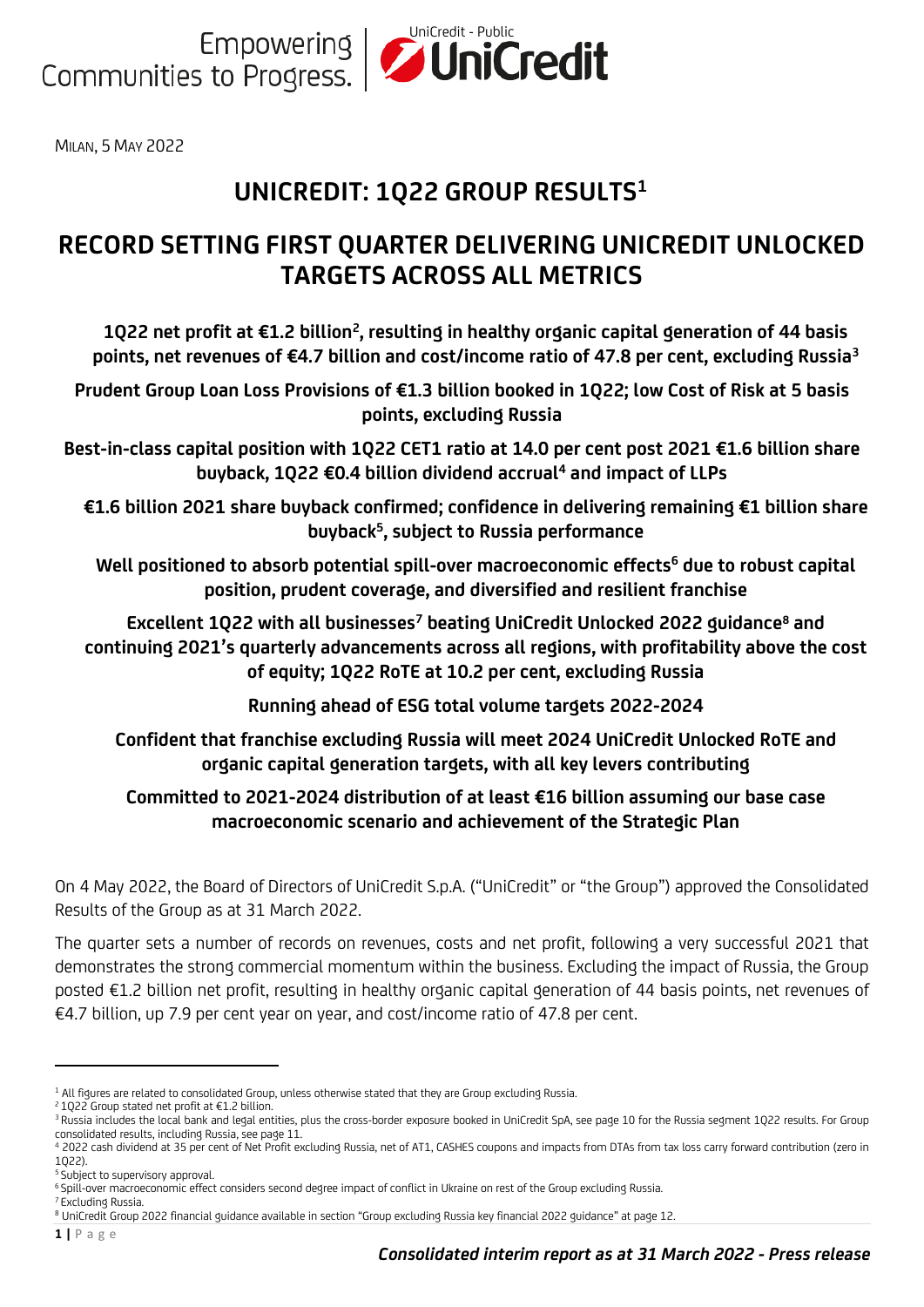MILAN, 5 MAY 2022

# UNICREDIT: 1Q22 GROUP RESULTS[1]

## RECORD SETTING FIRST QUARTER DELIVERING UNICREDIT UNLOCKED TARGETS ACROSS ALL METRICS

**1Q22 net profit at €1.2 billion[2], resulting in healthy organic capital generation of 44 basis points, net revenues of €4.7 billion and cost/income ratio of 47.8 per cent, excluding Russia[3]**

**Prudent Group Loan Loss Provisions of €1.3 billion booked in 1Q22; low Cost of Risk at 5 basis points, excluding Russia**

**Best-in-class capital position with 1Q22 CET1 ratio at 14.0 per cent post 2021 €1.6 billion share buyback, 1Q22 €0.4 billion dividend accrual[4] and impact of LLPs**

**€1.6 billion 2021 share buyback confirmed; confidence in delivering remaining €1 billion share buyback[5], subject to Russia performance**

**Well positioned to absorb potential spill-over macroeconomic effects[6] due to robust capital position, prudent coverage, and diversified and resilient franchise**

**Excellent 1Q22 with all businesses[7] beating UniCredit Unlocked 2022 guidance[8] and continuing 2021's quarterly advancements across all regions, with profitability above the cost of equity; 1Q22 RoTE at 10.2 per cent, excluding Russia**

**Running ahead of ESG total volume targets 2022-2024**

**Confident that franchise excluding Russia will meet 2024 UniCredit Unlocked RoTE and organic capital generation targets, with all key levers contributing**

**Committed to 2021-2024 distribution of at least €16 billion assuming our base case macroeconomic scenario and achievement of the Strategic Plan**

On 4 May 2022, the Board of Directors of UniCredit S.p.A. ("UniCredit" or "the Group") approved the Consolidated Results of the Group as at 31 March 2022.

The quarter sets a number of records on revenues, costs and net profit, following a very successful 2021 that demonstrates the strong commercial momentum within the business. Excluding the impact of Russia, the Group posted €1.2 billion net profit, resulting in healthy organic capital generation of 44 basis points, net revenues of €4.7 billion, up 7.9 per cent year on year, and cost/income ratio of 47.8 per cent.

---

[1] All figures are related to consolidated Group, unless otherwise stated that they are Group excluding Russia.
[2] 1Q22 Group stated net profit at €1.2 billion.
[3] Russia includes the local bank and legal entities, plus the cross-border exposure booked in UniCredit SpA, see page 10 for the Russia segment 1Q22 results. For Group consolidated results, including Russia, see page 11.
[4] 2022 cash dividend at 35 per cent of Net Profit excluding Russia, net of AT1, CASHES coupons and impacts from DTAs from tax loss carry forward contribution (zero in 1Q22).
[5] Subject to supervisory approval.
[6] Spill-over macroeconomic effect considers second degree impact of conflict in Ukraine on rest of the Group excluding Russia.
[7] Excluding Russia.
[8] UniCredit Group 2022 financial guidance available in section "Group excluding Russia key financial 2022 guidance" at page 12.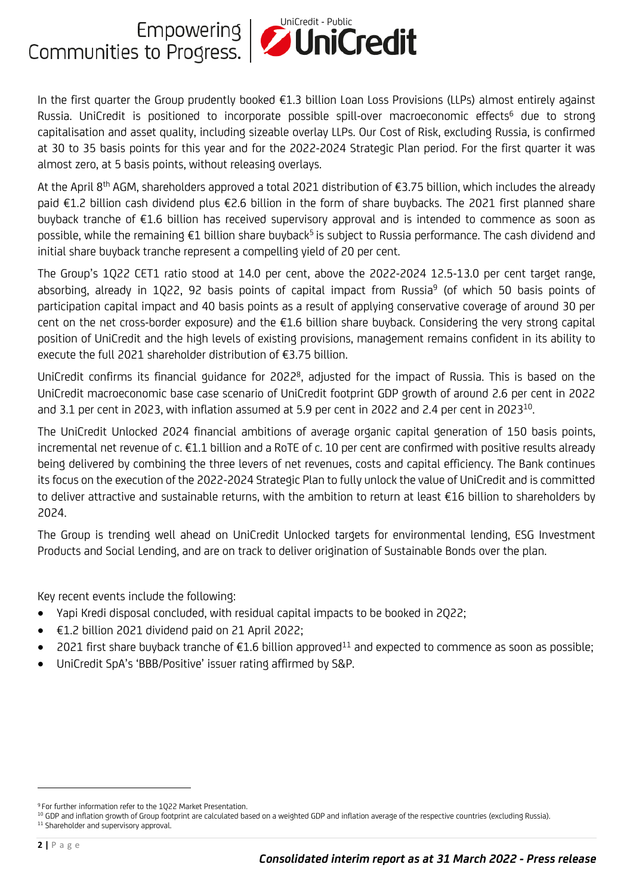In the first quarter the Group prudently booked €1.3 billion Loan Loss Provisions (LLPs) almost entirely against Russia. UniCredit is positioned to incorporate possible spill-over macroeconomic effects[6] due to strong capitalisation and asset quality, including sizeable overlay LLPs. Our Cost of Risk, excluding Russia, is confirmed at 30 to 35 basis points for this year and for the 2022-2024 Strategic Plan period. For the first quarter it was almost zero, at 5 basis points, without releasing overlays.

At the April 8th AGM, shareholders approved a total 2021 distribution of €3.75 billion, which includes the already paid €1.2 billion cash dividend plus €2.6 billion in the form of share buybacks. The 2021 first planned share buyback tranche of €1.6 billion has received supervisory approval and is intended to commence as soon as possible, while the remaining €1 billion share buyback[5] is subject to Russia performance. The cash dividend and initial share buyback tranche represent a compelling yield of 20 per cent.

The Group's 1Q22 CET1 ratio stood at 14.0 per cent, above the 2022-2024 12.5-13.0 per cent target range, absorbing, already in 1Q22, 92 basis points of capital impact from Russia[9] (of which 50 basis points of participation capital impact and 40 basis points as a result of applying conservative coverage of around 30 per cent on the net cross-border exposure) and the €1.6 billion share buyback. Considering the very strong capital position of UniCredit and the high levels of existing provisions, management remains confident in its ability to execute the full 2021 shareholder distribution of €3.75 billion.

UniCredit confirms its financial guidance for 2022[8], adjusted for the impact of Russia. This is based on the UniCredit macroeconomic base case scenario of UniCredit footprint GDP growth of around 2.6 per cent in 2022 and 3.1 per cent in 2023, with inflation assumed at 5.9 per cent in 2022 and 2.4 per cent in 2023[10].

The UniCredit Unlocked 2024 financial ambitions of average organic capital generation of 150 basis points, incremental net revenue of c. €1.1 billion and a RoTE of c. 10 per cent are confirmed with positive results already being delivered by combining the three levers of net revenues, costs and capital efficiency. The Bank continues its focus on the execution of the 2022-2024 Strategic Plan to fully unlock the value of UniCredit and is committed to deliver attractive and sustainable returns, with the ambition to return at least €16 billion to shareholders by 2024.

The Group is trending well ahead on UniCredit Unlocked targets for environmental lending, ESG Investment Products and Social Lending, and are on track to deliver origination of Sustainable Bonds over the plan.

Key recent events include the following:

- Yapi Kredi disposal concluded, with residual capital impacts to be booked in 2Q22;
- €1.2 billion 2021 dividend paid on 21 April 2022;
- 2021 first share buyback tranche of €1.6 billion approved[11] and expected to commence as soon as possible;
- UniCredit SpA's 'BBB/Positive' issuer rating affirmed by S&P.

---

[9] For further information refer to the 1Q22 Market Presentation.

[10] GDP and inflation growth of Group footprint are calculated based on a weighted GDP and inflation average of the respective countries (excluding Russia).

[11] Shareholder and supervisory approval.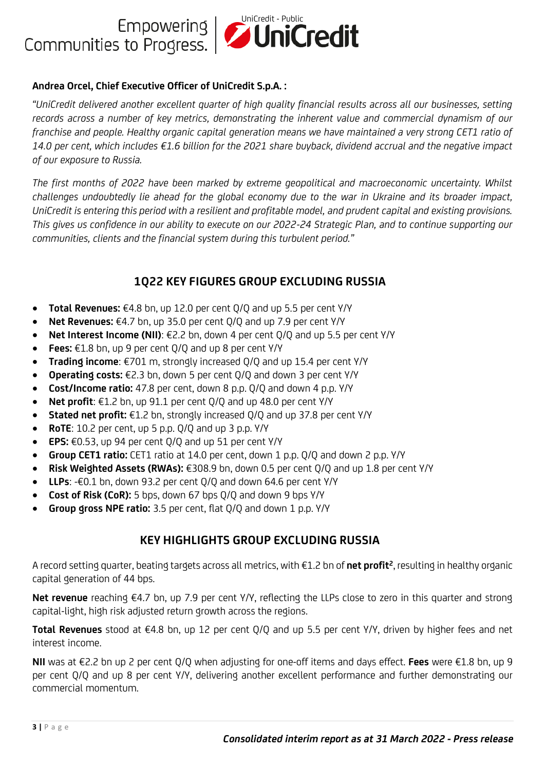**Andrea Orcel, Chief Executive Officer of UniCredit S.p.A. :**

*"UniCredit delivered another excellent quarter of high quality financial results across all our businesses, setting records across a number of key metrics, demonstrating the inherent value and commercial dynamism of our franchise and people. Healthy organic capital generation means we have maintained a very strong CET1 ratio of 14.0 per cent, which includes €1.6 billion for the 2021 share buyback, dividend accrual and the negative impact of our exposure to Russia.*

*The first months of 2022 have been marked by extreme geopolitical and macroeconomic uncertainty. Whilst challenges undoubtedly lie ahead for the global economy due to the war in Ukraine and its broader impact, UniCredit is entering this period with a resilient and profitable model, and prudent capital and existing provisions. This gives us confidence in our ability to execute on our 2022-24 Strategic Plan, and to continue supporting our communities, clients and the financial system during this turbulent period."*

## 1Q22 KEY FIGURES GROUP EXCLUDING RUSSIA

- **Total Revenues:** €4.8 bn, up 12.0 per cent Q/Q and up 5.5 per cent Y/Y
- **Net Revenues:** €4.7 bn, up 35.0 per cent Q/Q and up 7.9 per cent Y/Y
- **Net Interest Income (NII)**: €2.2 bn, down 4 per cent Q/Q and up 5.5 per cent Y/Y
- **Fees:** €1.8 bn, up 9 per cent Q/Q and up 8 per cent Y/Y
- **Trading income**: €701 m, strongly increased Q/Q and up 15.4 per cent Y/Y
- **Operating costs:** €2.3 bn, down 5 per cent Q/Q and down 3 per cent Y/Y
- **Cost/Income ratio:** 47.8 per cent, down 8 p.p. Q/Q and down 4 p.p. Y/Y
- **Net profit**: €1.2 bn, up 91.1 per cent Q/Q and up 48.0 per cent Y/Y
- **Stated net profit:** €1.2 bn, strongly increased Q/Q and up 37.8 per cent Y/Y
- **RoTE**: 10.2 per cent, up 5 p.p. Q/Q and up 3 p.p. Y/Y
- **EPS:** €0.53, up 94 per cent Q/Q and up 51 per cent Y/Y
- **Group CET1 ratio:** CET1 ratio at 14.0 per cent, down 1 p.p. Q/Q and down 2 p.p. Y/Y
- **Risk Weighted Assets (RWAs):** €308.9 bn, down 0.5 per cent Q/Q and up 1.8 per cent Y/Y
- **LLPs**: -€0.1 bn, down 93.2 per cent Q/Q and down 64.6 per cent Y/Y
- **Cost of Risk (CoR):** 5 bps, down 67 bps Q/Q and down 9 bps Y/Y
- **Group gross NPE ratio:** 3.5 per cent, flat Q/Q and down 1 p.p. Y/Y

## KEY HIGHLIGHTS GROUP EXCLUDING RUSSIA

A record setting quarter, beating targets across all metrics, with €1.2 bn of **net profit**[2], resulting in healthy organic capital generation of 44 bps.

**Net revenue** reaching €4.7 bn, up 7.9 per cent Y/Y, reflecting the LLPs close to zero in this quarter and strong capital-light, high risk adjusted return growth across the regions.

**Total Revenues** stood at €4.8 bn, up 12 per cent Q/Q and up 5.5 per cent Y/Y, driven by higher fees and net interest income.

**NII** was at €2.2 bn up 2 per cent Q/Q when adjusting for one-off items and days effect. **Fees** were €1.8 bn, up 9 per cent Q/Q and up 8 per cent Y/Y, delivering another excellent performance and further demonstrating our commercial momentum.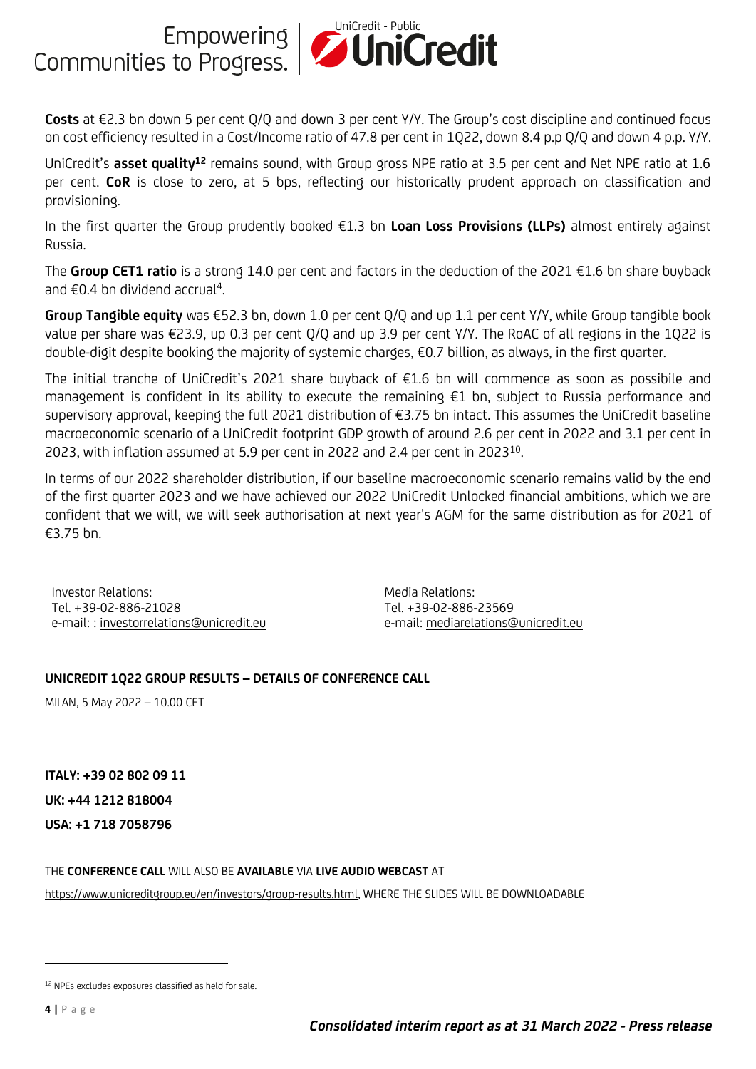**Costs** at €2.3 bn down 5 per cent Q/Q and down 3 per cent Y/Y. The Group's cost discipline and continued focus on cost efficiency resulted in a Cost/Income ratio of 47.8 per cent in 1Q22, down 8.4 p.p Q/Q and down 4 p.p. Y/Y.

UniCredit's **asset quality**[12] remains sound, with Group gross NPE ratio at 3.5 per cent and Net NPE ratio at 1.6 per cent. **CoR** is close to zero, at 5 bps, reflecting our historically prudent approach on classification and provisioning.

In the first quarter the Group prudently booked €1.3 bn **Loan Loss Provisions (LLPs)** almost entirely against Russia.

The **Group CET1 ratio** is a strong 14.0 per cent and factors in the deduction of the 2021 €1.6 bn share buyback and €0.4 bn dividend accrual[4].

**Group Tangible equity** was €52.3 bn, down 1.0 per cent Q/Q and up 1.1 per cent Y/Y, while Group tangible book value per share was €23.9, up 0.3 per cent Q/Q and up 3.9 per cent Y/Y. The RoAC of all regions in the 1Q22 is double-digit despite booking the majority of systemic charges, €0.7 billion, as always, in the first quarter.

The initial tranche of UniCredit's 2021 share buyback of €1.6 bn will commence as soon as possibile and management is confident in its ability to execute the remaining €1 bn, subject to Russia performance and supervisory approval, keeping the full 2021 distribution of €3.75 bn intact. This assumes the UniCredit baseline macroeconomic scenario of a UniCredit footprint GDP growth of around 2.6 per cent in 2022 and 3.1 per cent in 2023, with inflation assumed at 5.9 per cent in 2022 and 2.4 per cent in 2023[10].

In terms of our 2022 shareholder distribution, if our baseline macroeconomic scenario remains valid by the end of the first quarter 2023 and we have achieved our 2022 UniCredit Unlocked financial ambitions, which we are confident that we will, we will seek authorisation at next year's AGM for the same distribution as for 2021 of €3.75 bn.

Investor Relations:
Tel. +39-02-886-21028
e-mail: : investorrelations@unicredit.eu

Media Relations:
Tel. +39-02-886-23569
e-mail: mediarelations@unicredit.eu

## UNICREDIT 1Q22 GROUP RESULTS – DETAILS OF CONFERENCE CALL

MILAN, 5 May 2022 – 10.00 CET

---

**ITALY: +39 02 802 09 11**

**UK: +44 1212 818004**

**USA: +1 718 7058796**

THE **CONFERENCE CALL** WILL ALSO BE **AVAILABLE** VIA **LIVE AUDIO WEBCAST** AT

https://www.unicreditgroup.eu/en/investors/group-results.html, WHERE THE SLIDES WILL BE DOWNLOADABLE

---

[12] NPEs excludes exposures classified as held for sale.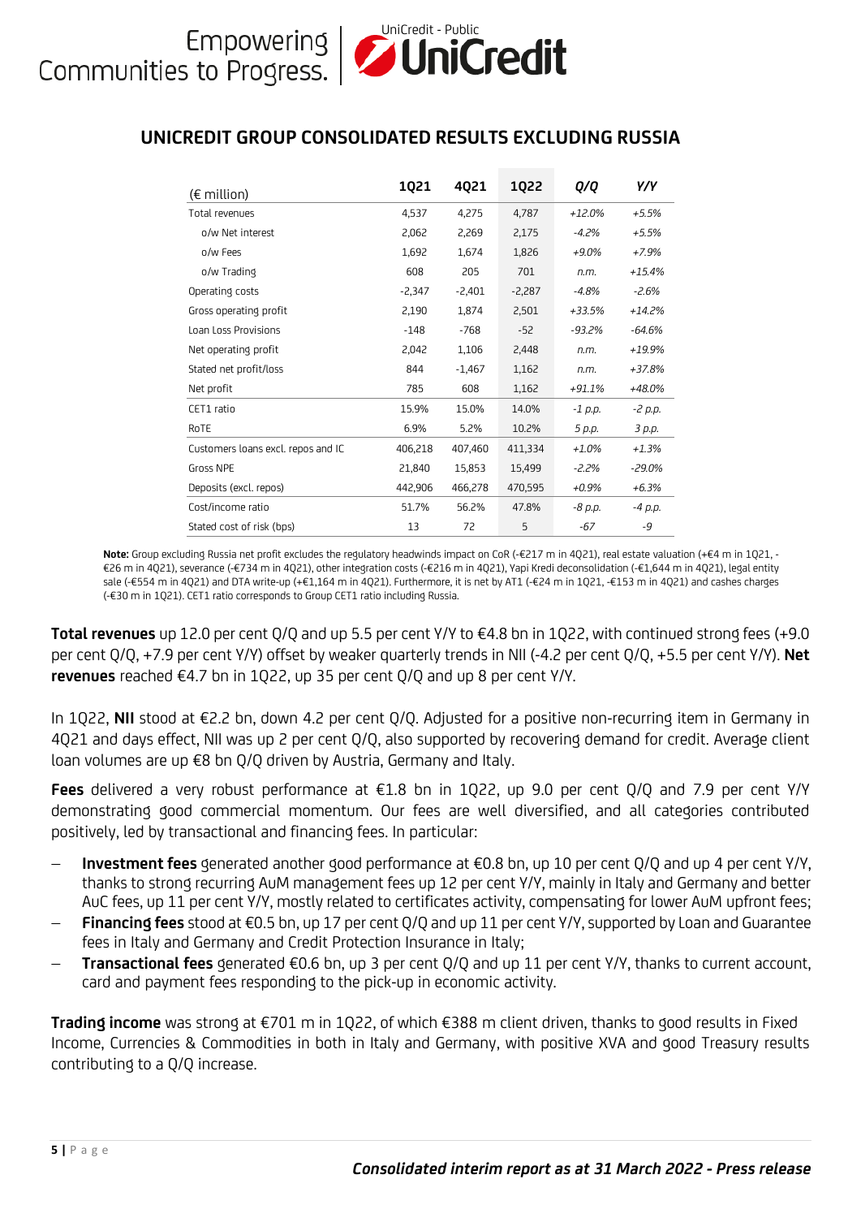## UNICREDIT GROUP CONSOLIDATED RESULTS EXCLUDING RUSSIA

| (€ million) | 1Q21 | 4Q21 | 1Q22 | Q/Q | Y/Y |
|---|---|---|---|---|---|
| Total revenues | 4,537 | 4,275 | 4,787 | *+12.0%* | *+5.5%* |
| o/w Net interest | 2,062 | 2,269 | 2,175 | *-4.2%* | *+5.5%* |
| o/w Fees | 1,692 | 1,674 | 1,826 | *+9.0%* | *+7.9%* |
| o/w Trading | 608 | 205 | 701 | *n.m.* | *+15.4%* |
| Operating costs | -2,347 | -2,401 | -2,287 | *-4.8%* | *-2.6%* |
| Gross operating profit | 2,190 | 1,874 | 2,501 | *+33.5%* | *+14.2%* |
| Loan Loss Provisions | -148 | -768 | -52 | *-93.2%* | *-64.6%* |
| Net operating profit | 2,042 | 1,106 | 2,448 | *n.m.* | *+19.9%* |
| Stated net profit/loss | 844 | -1,467 | 1,162 | *n.m.* | *+37.8%* |
| Net profit | 785 | 608 | 1,162 | *+91.1%* | *+48.0%* |
| CET1 ratio | 15.9% | 15.0% | 14.0% | *-1 p.p.* | *-2 p.p.* |
| RoTE | 6.9% | 5.2% | 10.2% | *5 p.p.* | *3 p.p.* |
| Customers loans excl. repos and IC | 406,218 | 407,460 | 411,334 | *+1.0%* | *+1.3%* |
| Gross NPE | 21,840 | 15,853 | 15,499 | *-2.2%* | *-29.0%* |
| Deposits (excl. repos) | 442,906 | 466,278 | 470,595 | *+0.9%* | *+6.3%* |
| Cost/income ratio | 51.7% | 56.2% | 47.8% | *-8 p.p.* | *-4 p.p.* |
| Stated cost of risk (bps) | 13 | 72 | 5 | *-67* | *-9* |

**Note:** Group excluding Russia net profit excludes the regulatory headwinds impact on CoR (-€217 m in 4Q21), real estate valuation (+€4 m in 1Q21, -€26 m in 4Q21), severance (-€734 m in 4Q21), other integration costs (-€216 m in 4Q21), Yapi Kredi deconsolidation (-€1,644 m in 4Q21), legal entity sale (-€554 m in 4Q21) and DTA write-up (+€1,164 m in 4Q21). Furthermore, it is net by AT1 (-€24 m in 1Q21, -€153 m in 4Q21) and cashes charges (-€30 m in 1Q21). CET1 ratio corresponds to Group CET1 ratio including Russia.

**Total revenues** up 12.0 per cent Q/Q and up 5.5 per cent Y/Y to €4.8 bn in 1Q22, with continued strong fees (+9.0 per cent Q/Q, +7.9 per cent Y/Y) offset by weaker quarterly trends in NII (-4.2 per cent Q/Q, +5.5 per cent Y/Y). **Net revenues** reached €4.7 bn in 1Q22, up 35 per cent Q/Q and up 8 per cent Y/Y.

In 1Q22, **NII** stood at €2.2 bn, down 4.2 per cent Q/Q. Adjusted for a positive non-recurring item in Germany in 4Q21 and days effect, NII was up 2 per cent Q/Q, also supported by recovering demand for credit. Average client loan volumes are up €8 bn Q/Q driven by Austria, Germany and Italy.

**Fees** delivered a very robust performance at €1.8 bn in 1Q22, up 9.0 per cent Q/Q and 7.9 per cent Y/Y demonstrating good commercial momentum. Our fees are well diversified, and all categories contributed positively, led by transactional and financing fees. In particular:

- **Investment fees** generated another good performance at €0.8 bn, up 10 per cent Q/Q and up 4 per cent Y/Y, thanks to strong recurring AuM management fees up 12 per cent Y/Y, mainly in Italy and Germany and better AuC fees, up 11 per cent Y/Y, mostly related to certificates activity, compensating for lower AuM upfront fees;
- **Financing fees** stood at €0.5 bn, up 17 per cent Q/Q and up 11 per cent Y/Y, supported by Loan and Guarantee fees in Italy and Germany and Credit Protection Insurance in Italy;
- **Transactional fees** generated €0.6 bn, up 3 per cent Q/Q and up 11 per cent Y/Y, thanks to current account, card and payment fees responding to the pick-up in economic activity.

**Trading income** was strong at €701 m in 1Q22, of which €388 m client driven, thanks to good results in Fixed Income, Currencies & Commodities in both in Italy and Germany, with positive XVA and good Treasury results contributing to a Q/Q increase.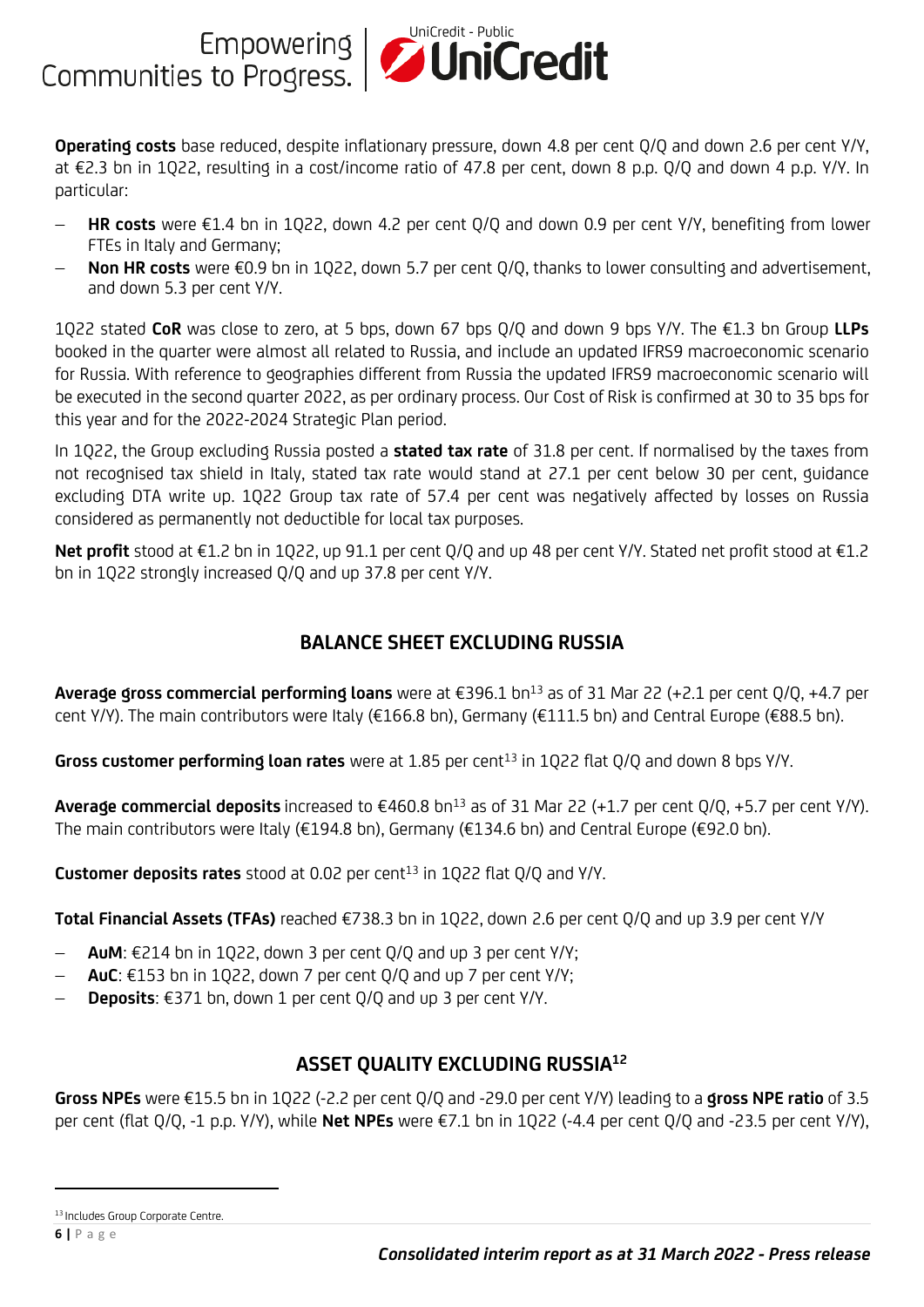**Operating costs** base reduced, despite inflationary pressure, down 4.8 per cent Q/Q and down 2.6 per cent Y/Y, at €2.3 bn in 1Q22, resulting in a cost/income ratio of 47.8 per cent, down 8 p.p. Q/Q and down 4 p.p. Y/Y. In particular:

- **HR costs** were €1.4 bn in 1Q22, down 4.2 per cent Q/Q and down 0.9 per cent Y/Y, benefiting from lower FTEs in Italy and Germany;
- **Non HR costs** were €0.9 bn in 1Q22, down 5.7 per cent Q/Q, thanks to lower consulting and advertisement, and down 5.3 per cent Y/Y.

1Q22 stated **CoR** was close to zero, at 5 bps, down 67 bps Q/Q and down 9 bps Y/Y. The €1.3 bn Group **LLPs** booked in the quarter were almost all related to Russia, and include an updated IFRS9 macroeconomic scenario for Russia. With reference to geographies different from Russia the updated IFRS9 macroeconomic scenario will be executed in the second quarter 2022, as per ordinary process. Our Cost of Risk is confirmed at 30 to 35 bps for this year and for the 2022-2024 Strategic Plan period.

In 1Q22, the Group excluding Russia posted a **stated tax rate** of 31.8 per cent. If normalised by the taxes from not recognised tax shield in Italy, stated tax rate would stand at 27.1 per cent below 30 per cent, guidance excluding DTA write up. 1Q22 Group tax rate of 57.4 per cent was negatively affected by losses on Russia considered as permanently not deductible for local tax purposes.

**Net profit** stood at €1.2 bn in 1Q22, up 91.1 per cent Q/Q and up 48 per cent Y/Y. Stated net profit stood at €1.2 bn in 1Q22 strongly increased Q/Q and up 37.8 per cent Y/Y.

## BALANCE SHEET EXCLUDING RUSSIA

**Average gross commercial performing loans** were at €396.1 bn[13] as of 31 Mar 22 (+2.1 per cent Q/Q, +4.7 per cent Y/Y). The main contributors were Italy (€166.8 bn), Germany (€111.5 bn) and Central Europe (€88.5 bn).

**Gross customer performing loan rates** were at 1.85 per cent[13] in 1Q22 flat Q/Q and down 8 bps Y/Y.

**Average commercial deposits** increased to €460.8 bn[13] as of 31 Mar 22 (+1.7 per cent Q/Q, +5.7 per cent Y/Y). The main contributors were Italy (€194.8 bn), Germany (€134.6 bn) and Central Europe (€92.0 bn).

**Customer deposits rates** stood at 0.02 per cent[13] in 1Q22 flat Q/Q and Y/Y.

**Total Financial Assets (TFAs)** reached €738.3 bn in 1Q22, down 2.6 per cent Q/Q and up 3.9 per cent Y/Y

- **AuM**: €214 bn in 1Q22, down 3 per cent Q/Q and up 3 per cent Y/Y;
- **AuC**: €153 bn in 1Q22, down 7 per cent Q/Q and up 7 per cent Y/Y;
- **Deposits**: €371 bn, down 1 per cent Q/Q and up 3 per cent Y/Y.

## ASSET QUALITY EXCLUDING RUSSIA[12]

**Gross NPEs** were €15.5 bn in 1Q22 (-2.2 per cent Q/Q and -29.0 per cent Y/Y) leading to a **gross NPE ratio** of 3.5 per cent (flat Q/Q, -1 p.p. Y/Y), while **Net NPEs** were €7.1 bn in 1Q22 (-4.4 per cent Q/Q and -23.5 per cent Y/Y),

[13] Includes Group Corporate Centre.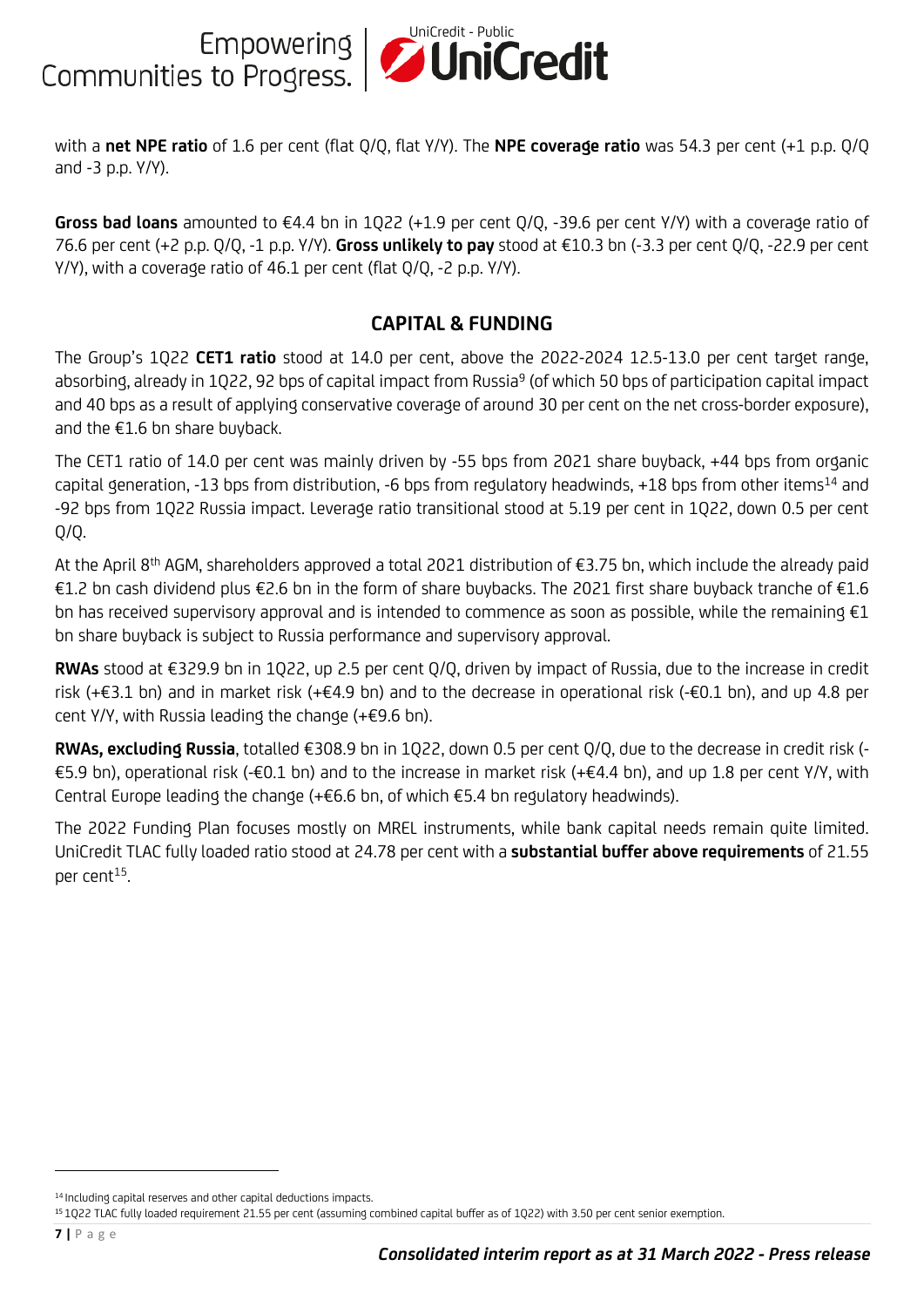with a **net NPE ratio** of 1.6 per cent (flat Q/Q, flat Y/Y). The **NPE coverage ratio** was 54.3 per cent (+1 p.p. Q/Q and -3 p.p. Y/Y).

**Gross bad loans** amounted to €4.4 bn in 1Q22 (+1.9 per cent Q/Q, -39.6 per cent Y/Y) with a coverage ratio of 76.6 per cent (+2 p.p. Q/Q, -1 p.p. Y/Y). **Gross unlikely to pay** stood at €10.3 bn (-3.3 per cent Q/Q, -22.9 per cent Y/Y), with a coverage ratio of 46.1 per cent (flat Q/Q, -2 p.p. Y/Y).

## CAPITAL & FUNDING

The Group's 1Q22 **CET1 ratio** stood at 14.0 per cent, above the 2022-2024 12.5-13.0 per cent target range, absorbing, already in 1Q22, 92 bps of capital impact from Russia[9] (of which 50 bps of participation capital impact and 40 bps as a result of applying conservative coverage of around 30 per cent on the net cross-border exposure), and the €1.6 bn share buyback.

The CET1 ratio of 14.0 per cent was mainly driven by -55 bps from 2021 share buyback, +44 bps from organic capital generation, -13 bps from distribution, -6 bps from regulatory headwinds, +18 bps from other items[14] and -92 bps from 1Q22 Russia impact. Leverage ratio transitional stood at 5.19 per cent in 1Q22, down 0.5 per cent Q/Q.

At the April 8th AGM, shareholders approved a total 2021 distribution of €3.75 bn, which include the already paid €1.2 bn cash dividend plus €2.6 bn in the form of share buybacks. The 2021 first share buyback tranche of €1.6 bn has received supervisory approval and is intended to commence as soon as possible, while the remaining €1 bn share buyback is subject to Russia performance and supervisory approval.

**RWAs** stood at €329.9 bn in 1Q22, up 2.5 per cent Q/Q, driven by impact of Russia, due to the increase in credit risk (+€3.1 bn) and in market risk (+€4.9 bn) and to the decrease in operational risk (-€0.1 bn), and up 4.8 per cent Y/Y, with Russia leading the change (+€9.6 bn).

**RWAs, excluding Russia**, totalled €308.9 bn in 1Q22, down 0.5 per cent Q/Q, due to the decrease in credit risk (-€5.9 bn), operational risk (-€0.1 bn) and to the increase in market risk (+€4.4 bn), and up 1.8 per cent Y/Y, with Central Europe leading the change (+€6.6 bn, of which €5.4 bn regulatory headwinds).

The 2022 Funding Plan focuses mostly on MREL instruments, while bank capital needs remain quite limited. UniCredit TLAC fully loaded ratio stood at 24.78 per cent with a **substantial buffer above requirements** of 21.55 per cent[15].

---

[14] Including capital reserves and other capital deductions impacts.

[15] 1Q22 TLAC fully loaded requirement 21.55 per cent (assuming combined capital buffer as of 1Q22) with 3.50 per cent senior exemption.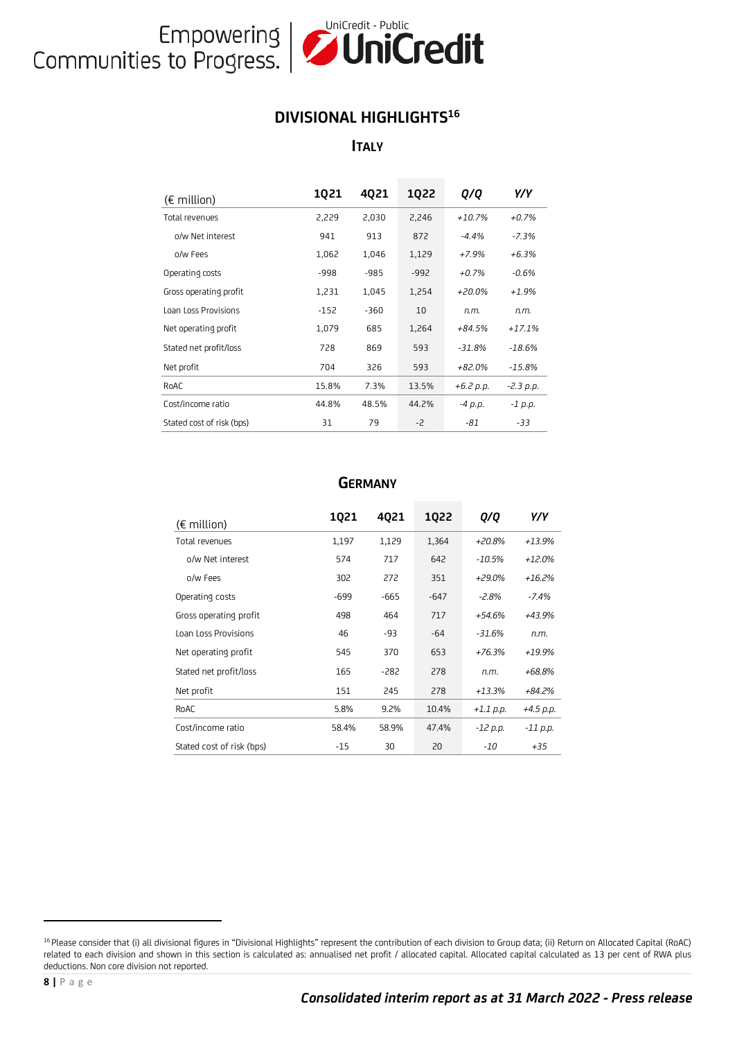## DIVISIONAL HIGHLIGHTS[16]

### ITALY

| (€ million) | 1Q21 | 4Q21 | 1Q22 | Q/Q | Y/Y |
|---|---|---|---|---|---|
| Total revenues | 2,229 | 2,030 | 2,246 | *+10.7%* | *+0.7%* |
| o/w Net interest | 941 | 913 | 872 | *-4.4%* | *-7.3%* |
| o/w Fees | 1,062 | 1,046 | 1,129 | *+7.9%* | *+6.3%* |
| Operating costs | -998 | -985 | -992 | *+0.7%* | *-0.6%* |
| Gross operating profit | 1,231 | 1,045 | 1,254 | *+20.0%* | *+1.9%* |
| Loan Loss Provisions | -152 | -360 | 10 | *n.m.* | *n.m.* |
| Net operating profit | 1,079 | 685 | 1,264 | *+84.5%* | *+17.1%* |
| Stated net profit/loss | 728 | 869 | 593 | *-31.8%* | *-18.6%* |
| Net profit | 704 | 326 | 593 | *+82.0%* | *-15.8%* |
| RoAC | 15.8% | 7.3% | 13.5% | *+6.2 p.p.* | *-2.3 p.p.* |
| Cost/income ratio | 44.8% | 48.5% | 44.2% | *-4 p.p.* | *-1 p.p.* |
| Stated cost of risk (bps) | 31 | 79 | -2 | *-81* | *-33* |

### GERMANY

| (€ million) | 1Q21 | 4Q21 | 1Q22 | Q/Q | Y/Y |
|---|---|---|---|---|---|
| Total revenues | 1,197 | 1,129 | 1,364 | *+20.8%* | *+13.9%* |
| o/w Net interest | 574 | 717 | 642 | *-10.5%* | *+12.0%* |
| o/w Fees | 302 | 272 | 351 | *+29.0%* | *+16.2%* |
| Operating costs | -699 | -665 | -647 | *-2.8%* | *-7.4%* |
| Gross operating profit | 498 | 464 | 717 | *+54.6%* | *+43.9%* |
| Loan Loss Provisions | 46 | -93 | -64 | *-31.6%* | *n.m.* |
| Net operating profit | 545 | 370 | 653 | *+76.3%* | *+19.9%* |
| Stated net profit/loss | 165 | -282 | 278 | *n.m.* | *+68.8%* |
| Net profit | 151 | 245 | 278 | *+13.3%* | *+84.2%* |
| RoAC | 5.8% | 9.2% | 10.4% | *+1.1 p.p.* | *+4.5 p.p.* |
| Cost/income ratio | 58.4% | 58.9% | 47.4% | *-12 p.p.* | *-11 p.p.* |
| Stated cost of risk (bps) | -15 | 30 | 20 | *-10* | *+35* |

[16] Please consider that (i) all divisional figures in "Divisional Highlights" represent the contribution of each division to Group data; (ii) Return on Allocated Capital (RoAC) related to each division and shown in this section is calculated as: annualised net profit / allocated capital. Allocated capital calculated as 13 per cent of RWA plus deductions. Non core division not reported.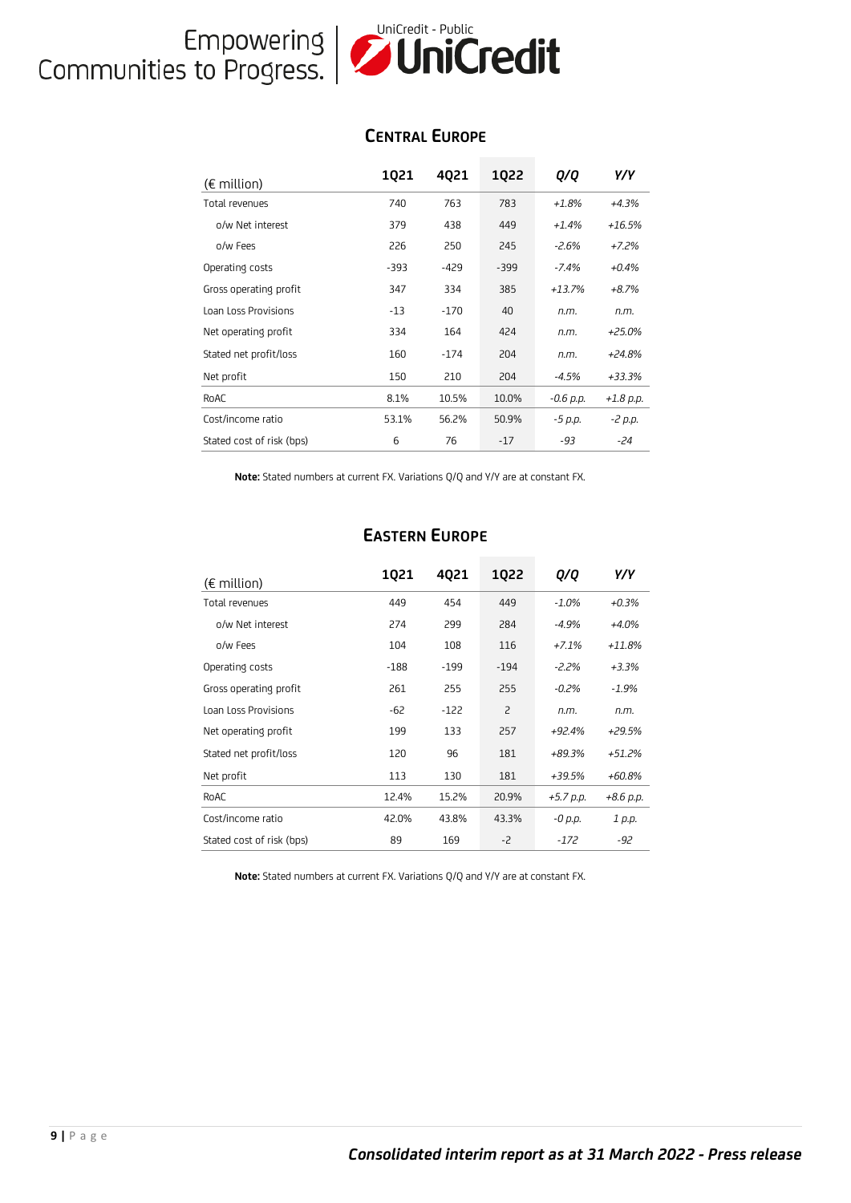## CENTRAL EUROPE

| (€ million) | 1Q21 | 4Q21 | 1Q22 | Q/Q | Y/Y |
|---|---|---|---|---|---|
| Total revenues | 740 | 763 | 783 | *+1.8%* | *+4.3%* |
| o/w Net interest | 379 | 438 | 449 | *+1.4%* | *+16.5%* |
| o/w Fees | 226 | 250 | 245 | *-2.6%* | *+7.2%* |
| Operating costs | -393 | -429 | -399 | *-7.4%* | *+0.4%* |
| Gross operating profit | 347 | 334 | 385 | *+13.7%* | *+8.7%* |
| Loan Loss Provisions | -13 | -170 | 40 | *n.m.* | *n.m.* |
| Net operating profit | 334 | 164 | 424 | *n.m.* | *+25.0%* |
| Stated net profit/loss | 160 | -174 | 204 | *n.m.* | *+24.8%* |
| Net profit | 150 | 210 | 204 | *-4.5%* | *+33.3%* |
| RoAC | 8.1% | 10.5% | 10.0% | *-0.6 p.p.* | *+1.8 p.p.* |
| Cost/income ratio | 53.1% | 56.2% | 50.9% | *-5 p.p.* | *-2 p.p.* |
| Stated cost of risk (bps) | 6 | 76 | -17 | *-93* | *-24* |

**Note:** Stated numbers at current FX. Variations Q/Q and Y/Y are at constant FX.

## EASTERN EUROPE

| (€ million) | 1Q21 | 4Q21 | 1Q22 | Q/Q | Y/Y |
|---|---|---|---|---|---|
| Total revenues | 449 | 454 | 449 | *-1.0%* | *+0.3%* |
| o/w Net interest | 274 | 299 | 284 | *-4.9%* | *+4.0%* |
| o/w Fees | 104 | 108 | 116 | *+7.1%* | *+11.8%* |
| Operating costs | -188 | -199 | -194 | *-2.2%* | *+3.3%* |
| Gross operating profit | 261 | 255 | 255 | *-0.2%* | *-1.9%* |
| Loan Loss Provisions | -62 | -122 | 2 | *n.m.* | *n.m.* |
| Net operating profit | 199 | 133 | 257 | *+92.4%* | *+29.5%* |
| Stated net profit/loss | 120 | 96 | 181 | *+89.3%* | *+51.2%* |
| Net profit | 113 | 130 | 181 | *+39.5%* | *+60.8%* |
| RoAC | 12.4% | 15.2% | 20.9% | *+5.7 p.p.* | *+8.6 p.p.* |
| Cost/income ratio | 42.0% | 43.8% | 43.3% | *-0 p.p.* | *1 p.p.* |
| Stated cost of risk (bps) | 89 | 169 | -2 | *-172* | *-92* |

**Note:** Stated numbers at current FX. Variations Q/Q and Y/Y are at constant FX.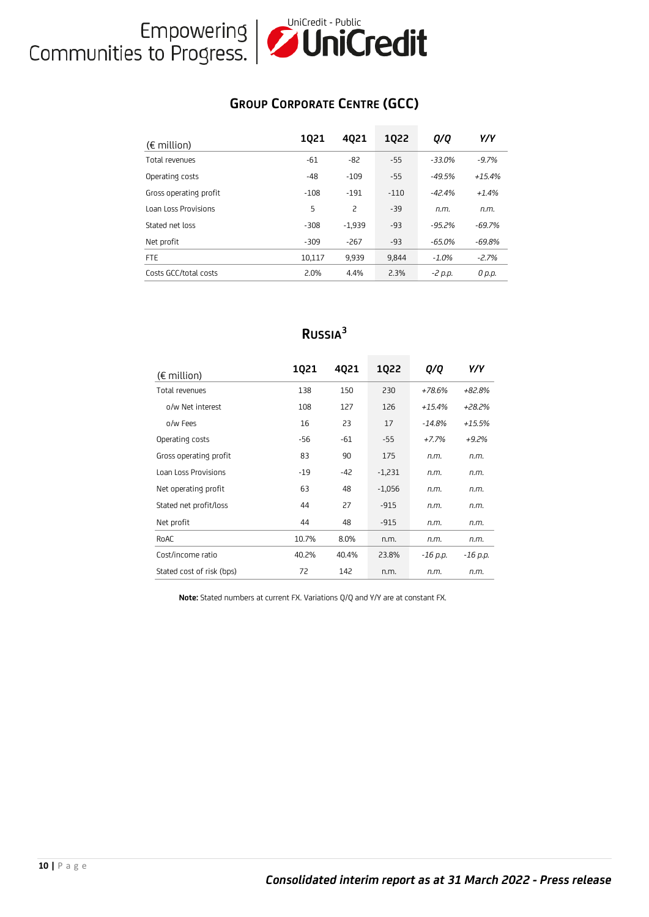## Group Corporate Centre (GCC)

| (€ million) | 1Q21 | 4Q21 | 1Q22 | *Q/Q* | *Y/Y* |
|---|---|---|---|---|---|
| Total revenues | -61 | -82 | -55 | *-33.0%* | *-9.7%* |
| Operating costs | -48 | -109 | -55 | *-49.5%* | *+15.4%* |
| Gross operating profit | -108 | -191 | -110 | *-42.4%* | *+1.4%* |
| Loan Loss Provisions | 5 | 2 | -39 | *n.m.* | *n.m.* |
| Stated net loss | -308 | -1,939 | -93 | *-95.2%* | *-69.7%* |
| Net profit | -309 | -267 | -93 | *-65.0%* | *-69.8%* |
| FTE | 10,117 | 9,939 | 9,844 | *-1.0%* | *-2.7%* |
| Costs GCC/total costs | 2.0% | 4.4% | 2.3% | *-2 p.p.* | *0 p.p.* |

## Russia[3]

| (€ million) | 1Q21 | 4Q21 | 1Q22 | *Q/Q* | *Y/Y* |
|---|---|---|---|---|---|
| Total revenues | 138 | 150 | 230 | *+78.6%* | *+82.8%* |
| o/w Net interest | 108 | 127 | 126 | *+15.4%* | *+28.2%* |
| o/w Fees | 16 | 23 | 17 | *-14.8%* | *+15.5%* |
| Operating costs | -56 | -61 | -55 | *+7.7%* | *+9.2%* |
| Gross operating profit | 83 | 90 | 175 | *n.m.* | *n.m.* |
| Loan Loss Provisions | -19 | -42 | -1,231 | *n.m.* | *n.m.* |
| Net operating profit | 63 | 48 | -1,056 | *n.m.* | *n.m.* |
| Stated net profit/loss | 44 | 27 | -915 | *n.m.* | *n.m.* |
| Net profit | 44 | 48 | -915 | *n.m.* | *n.m.* |
| RoAC | 10.7% | 8.0% | n.m. | *n.m.* | *n.m.* |
| Cost/income ratio | 40.2% | 40.4% | 23.8% | *-16 p.p.* | *-16 p.p.* |
| Stated cost of risk (bps) | 72 | 142 | n.m. | *n.m.* | *n.m.* |

**Note:** Stated numbers at current FX. Variations Q/Q and Y/Y are at constant FX.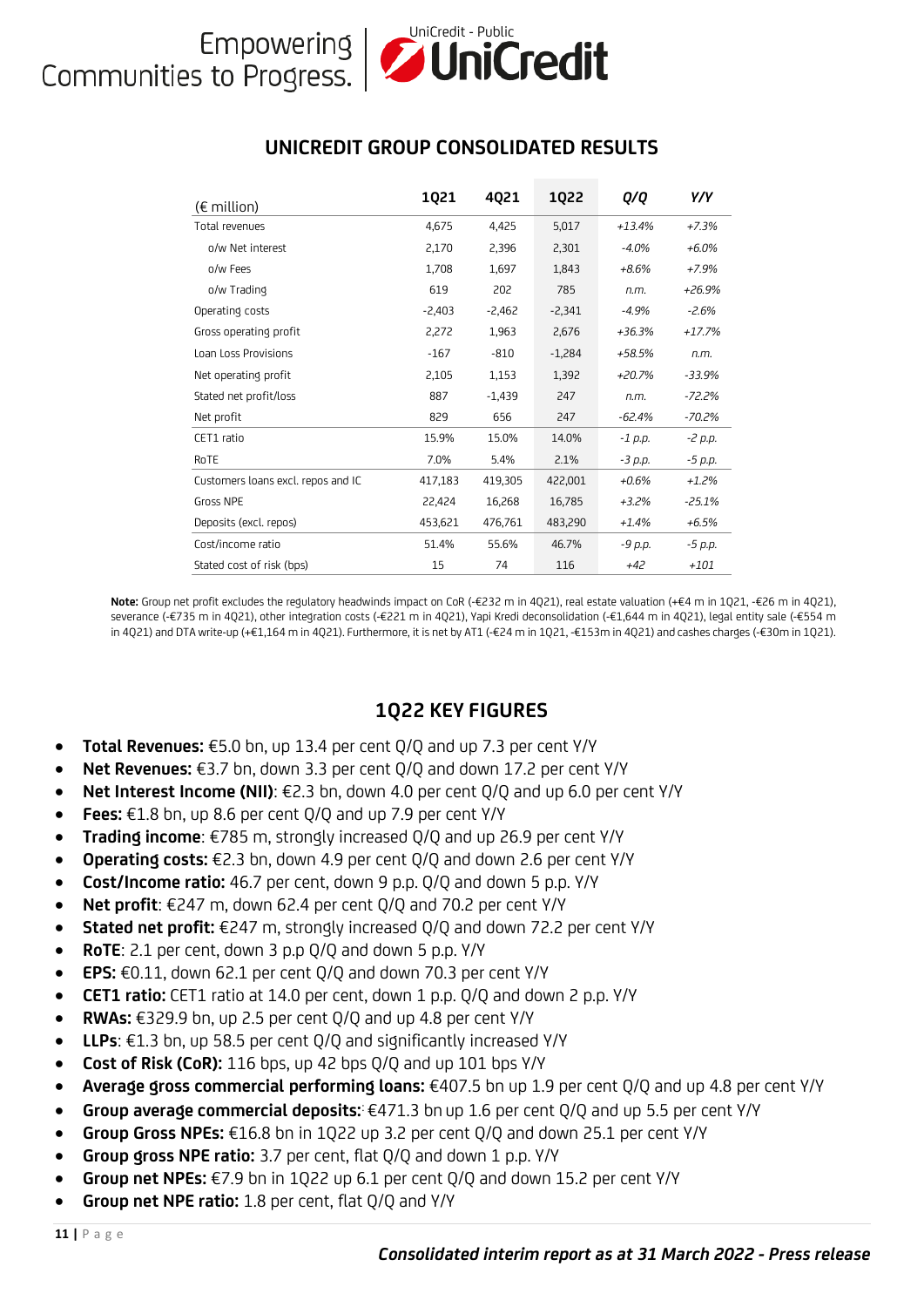## UNICREDIT GROUP CONSOLIDATED RESULTS

| (€ million) | 1Q21 | 4Q21 | 1Q22 | Q/Q | Y/Y |
|---|---|---|---|---|---|
| Total revenues | 4,675 | 4,425 | 5,017 | *+13.4%* | *+7.3%* |
| o/w Net interest | 2,170 | 2,396 | 2,301 | *-4.0%* | *+6.0%* |
| o/w Fees | 1,708 | 1,697 | 1,843 | *+8.6%* | *+7.9%* |
| o/w Trading | 619 | 202 | 785 | *n.m.* | *+26.9%* |
| Operating costs | -2,403 | -2,462 | -2,341 | *-4.9%* | *-2.6%* |
| Gross operating profit | 2,272 | 1,963 | 2,676 | *+36.3%* | *+17.7%* |
| Loan Loss Provisions | -167 | -810 | -1,284 | *+58.5%* | *n.m.* |
| Net operating profit | 2,105 | 1,153 | 1,392 | *+20.7%* | *-33.9%* |
| Stated net profit/loss | 887 | -1,439 | 247 | *n.m.* | *-72.2%* |
| Net profit | 829 | 656 | 247 | *-62.4%* | *-70.2%* |
| CET1 ratio | 15.9% | 15.0% | 14.0% | *-1 p.p.* | *-2 p.p.* |
| RoTE | 7.0% | 5.4% | 2.1% | *-3 p.p.* | *-5 p.p.* |
| Customers loans excl. repos and IC | 417,183 | 419,305 | 422,001 | *+0.6%* | *+1.2%* |
| Gross NPE | 22,424 | 16,268 | 16,785 | *+3.2%* | *-25.1%* |
| Deposits (excl. repos) | 453,621 | 476,761 | 483,290 | *+1.4%* | *+6.5%* |
| Cost/income ratio | 51.4% | 55.6% | 46.7% | *-9 p.p.* | *-5 p.p.* |
| Stated cost of risk (bps) | 15 | 74 | 116 | *+42* | *+101* |

**Note:** Group net profit excludes the regulatory headwinds impact on CoR (-€232 m in 4Q21), real estate valuation (+€4 m in 1Q21, -€26 m in 4Q21), severance (-€735 m in 4Q21), other integration costs (-€221 m in 4Q21), Yapi Kredi deconsolidation (-€1,644 m in 4Q21), legal entity sale (-€554 m in 4Q21) and DTA write-up (+€1,164 m in 4Q21). Furthermore, it is net by AT1 (-€24 m in 1Q21, -€153m in 4Q21) and cashes charges (-€30m in 1Q21).

## 1Q22 KEY FIGURES

- **Total Revenues:** €5.0 bn, up 13.4 per cent Q/Q and up 7.3 per cent Y/Y
- **Net Revenues:** €3.7 bn, down 3.3 per cent Q/Q and down 17.2 per cent Y/Y
- **Net Interest Income (NII)**: €2.3 bn, down 4.0 per cent Q/Q and up 6.0 per cent Y/Y
- **Fees:** €1.8 bn, up 8.6 per cent Q/Q and up 7.9 per cent Y/Y
- **Trading income**: €785 m, strongly increased Q/Q and up 26.9 per cent Y/Y
- **Operating costs:** €2.3 bn, down 4.9 per cent Q/Q and down 2.6 per cent Y/Y
- **Cost/Income ratio:** 46.7 per cent, down 9 p.p. Q/Q and down 5 p.p. Y/Y
- **Net profit**: €247 m, down 62.4 per cent Q/Q and 70.2 per cent Y/Y
- **Stated net profit:** €247 m, strongly increased Q/Q and down 72.2 per cent Y/Y
- **RoTE**: 2.1 per cent, down 3 p.p Q/Q and down 5 p.p. Y/Y
- **EPS:** €0.11, down 62.1 per cent Q/Q and down 70.3 per cent Y/Y
- **CET1 ratio:** CET1 ratio at 14.0 per cent, down 1 p.p. Q/Q and down 2 p.p. Y/Y
- **RWAs:** €329.9 bn, up 2.5 per cent Q/Q and up 4.8 per cent Y/Y
- **LLPs**: €1.3 bn, up 58.5 per cent Q/Q and significantly increased Y/Y
- **Cost of Risk (CoR):** 116 bps, up 42 bps Q/Q and up 101 bps Y/Y
- **Average gross commercial performing loans:** €407.5 bn up 1.9 per cent Q/Q and up 4.8 per cent Y/Y
- **Group average commercial deposits:** €471.3 bn up 1.6 per cent Q/Q and up 5.5 per cent Y/Y
- **Group Gross NPEs:** €16.8 bn in 1Q22 up 3.2 per cent Q/Q and down 25.1 per cent Y/Y
- **Group gross NPE ratio:** 3.7 per cent, flat Q/Q and down 1 p.p. Y/Y
- **Group net NPEs:** €7.9 bn in 1Q22 up 6.1 per cent Q/Q and down 15.2 per cent Y/Y
- **Group net NPE ratio:** 1.8 per cent, flat Q/Q and Y/Y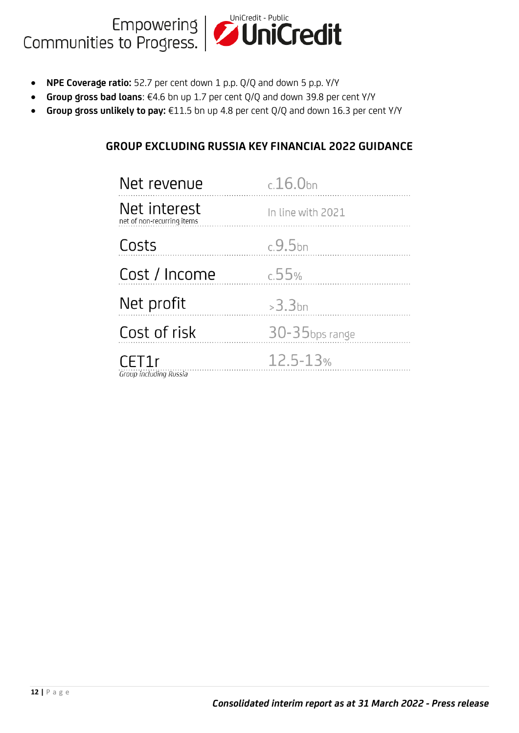- **NPE Coverage ratio:** 52.7 per cent down 1 p.p. Q/Q and down 5 p.p. Y/Y
- **Group gross bad loans**: €4.6 bn up 1.7 per cent Q/Q and down 39.8 per cent Y/Y
- **Group gross unlikely to pay:** €11.5 bn up 4.8 per cent Q/Q and down 16.3 per cent Y/Y

## GROUP EXCLUDING RUSSIA KEY FINANCIAL 2022 GUIDANCE

| | |
|---|---|
| Net revenue | c.16.0bn |
| Net interest<br>net of non-recurring items | In line with 2021 |
| Costs | c.9.5bn |
| Cost / Income | c.55% |
| Net profit | >3.3bn |
| Cost of risk | 30-35bps range |
| CET1r<br>*Group including Russia* | 12.5-13% |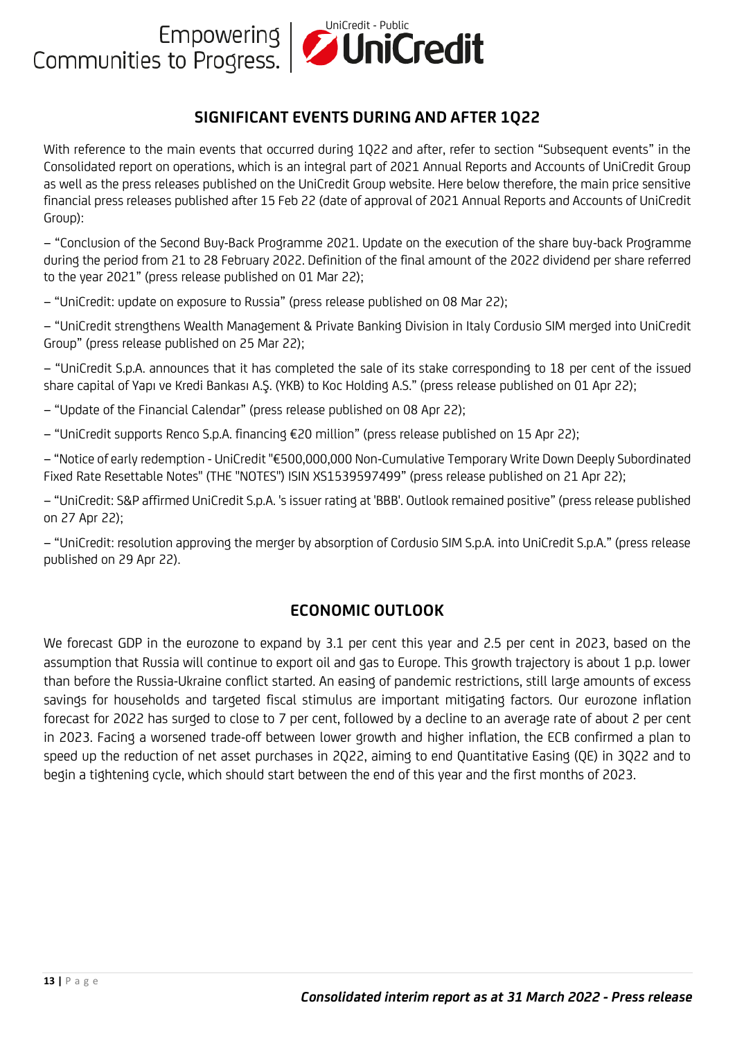## SIGNIFICANT EVENTS DURING AND AFTER 1Q22

With reference to the main events that occurred during 1Q22 and after, refer to section "Subsequent events" in the Consolidated report on operations, which is an integral part of 2021 Annual Reports and Accounts of UniCredit Group as well as the press releases published on the UniCredit Group website. Here below therefore, the main price sensitive financial press releases published after 15 Feb 22 (date of approval of 2021 Annual Reports and Accounts of UniCredit Group):

– "Conclusion of the Second Buy-Back Programme 2021. Update on the execution of the share buy-back Programme during the period from 21 to 28 February 2022. Definition of the final amount of the 2022 dividend per share referred to the year 2021" (press release published on 01 Mar 22);

– "UniCredit: update on exposure to Russia" (press release published on 08 Mar 22);

– "UniCredit strengthens Wealth Management & Private Banking Division in Italy Cordusio SIM merged into UniCredit Group" (press release published on 25 Mar 22);

– "UniCredit S.p.A. announces that it has completed the sale of its stake corresponding to 18 per cent of the issued share capital of Yapı ve Kredi Bankası A.Ş. (YKB) to Koc Holding A.S." (press release published on 01 Apr 22);

– "Update of the Financial Calendar" (press release published on 08 Apr 22);

– "UniCredit supports Renco S.p.A. financing €20 million" (press release published on 15 Apr 22);

– "Notice of early redemption - UniCredit "€500,000,000 Non-Cumulative Temporary Write Down Deeply Subordinated Fixed Rate Resettable Notes" (THE "NOTES") ISIN XS1539597499" (press release published on 21 Apr 22);

– "UniCredit: S&P affirmed UniCredit S.p.A. 's issuer rating at 'BBB'. Outlook remained positive" (press release published on 27 Apr 22);

– "UniCredit: resolution approving the merger by absorption of Cordusio SIM S.p.A. into UniCredit S.p.A." (press release published on 29 Apr 22).

## ECONOMIC OUTLOOK

We forecast GDP in the eurozone to expand by 3.1 per cent this year and 2.5 per cent in 2023, based on the assumption that Russia will continue to export oil and gas to Europe. This growth trajectory is about 1 p.p. lower than before the Russia-Ukraine conflict started. An easing of pandemic restrictions, still large amounts of excess savings for households and targeted fiscal stimulus are important mitigating factors. Our eurozone inflation forecast for 2022 has surged to close to 7 per cent, followed by a decline to an average rate of about 2 per cent in 2023. Facing a worsened trade-off between lower growth and higher inflation, the ECB confirmed a plan to speed up the reduction of net asset purchases in 2Q22, aiming to end Quantitative Easing (QE) in 3Q22 and to begin a tightening cycle, which should start between the end of this year and the first months of 2023.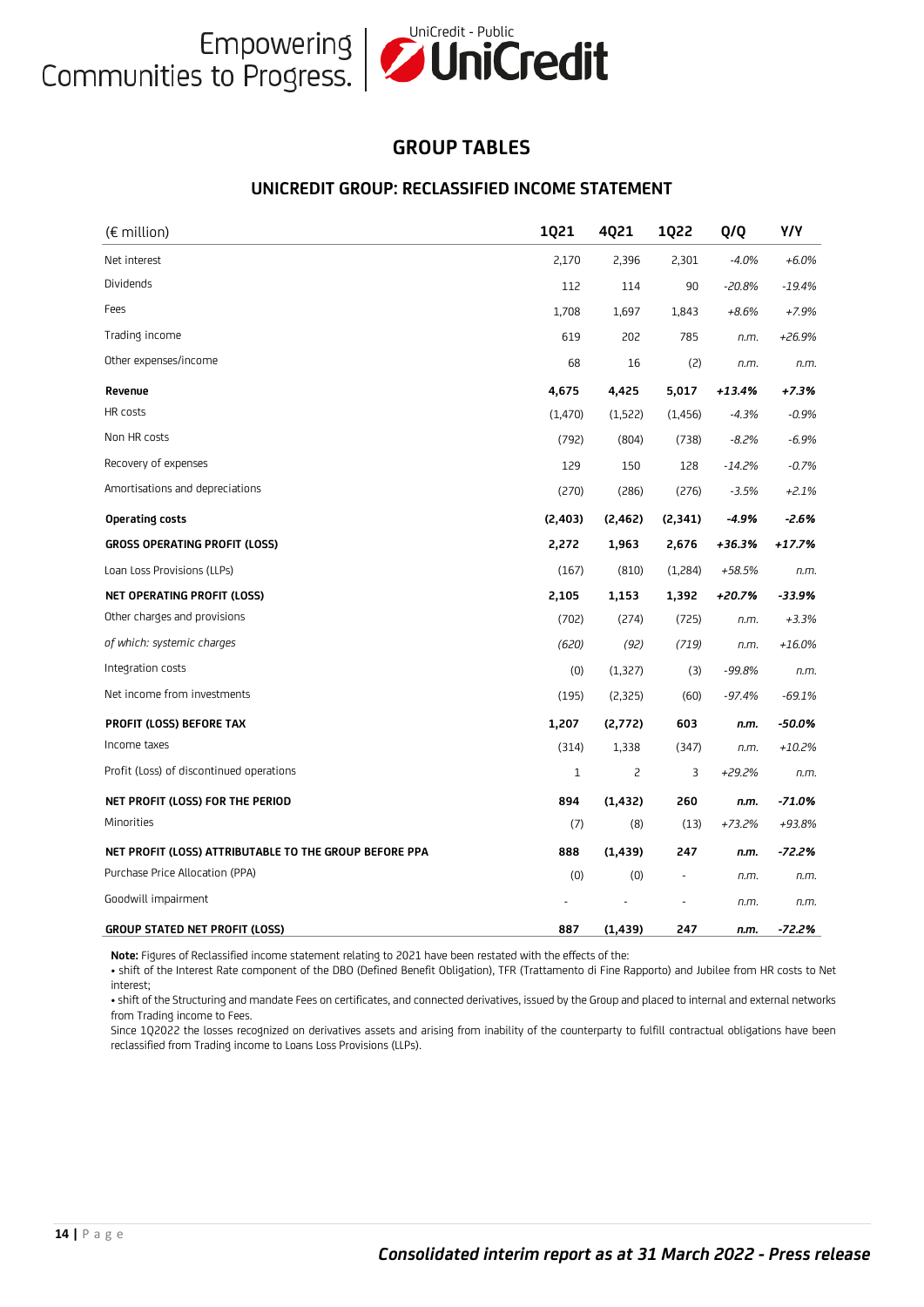# GROUP TABLES

## UNICREDIT GROUP: RECLASSIFIED INCOME STATEMENT

| (€ million) | 1Q21 | 4Q21 | 1Q22 | Q/Q | Y/Y |
|---|---|---|---|---|---|
| Net interest | 2,170 | 2,396 | 2,301 | *-4.0%* | *+6.0%* |
| Dividends | 112 | 114 | 90 | *-20.8%* | *-19.4%* |
| Fees | 1,708 | 1,697 | 1,843 | *+8.6%* | *+7.9%* |
| Trading income | 619 | 202 | 785 | *n.m.* | *+26.9%* |
| Other expenses/income | 68 | 16 | (2) | *n.m.* | *n.m.* |
| **Revenue** | **4,675** | **4,425** | **5,017** | ***+13.4%*** | ***+7.3%*** |
| HR costs | (1,470) | (1,522) | (1,456) | *-4.3%* | *-0.9%* |
| Non HR costs | (792) | (804) | (738) | *-8.2%* | *-6.9%* |
| Recovery of expenses | 129 | 150 | 128 | *-14.2%* | *-0.7%* |
| Amortisations and depreciations | (270) | (286) | (276) | *-3.5%* | *+2.1%* |
| **Operating costs** | **(2,403)** | **(2,462)** | **(2,341)** | ***-4.9%*** | ***-2.6%*** |
| **GROSS OPERATING PROFIT (LOSS)** | **2,272** | **1,963** | **2,676** | ***+36.3%*** | ***+17.7%*** |
| Loan Loss Provisions (LLPs) | (167) | (810) | (1,284) | *+58.5%* | *n.m.* |
| **NET OPERATING PROFIT (LOSS)** | **2,105** | **1,153** | **1,392** | ***+20.7%*** | ***-33.9%*** |
| Other charges and provisions | (702) | (274) | (725) | *n.m.* | *+3.3%* |
| *of which: systemic charges* | *(620)* | *(92)* | *(719)* | *n.m.* | *+16.0%* |
| Integration costs | (0) | (1,327) | (3) | *-99.8%* | *n.m.* |
| Net income from investments | (195) | (2,325) | (60) | *-97.4%* | *-69.1%* |
| **PROFIT (LOSS) BEFORE TAX** | **1,207** | **(2,772)** | **603** | ***n.m.*** | ***-50.0%*** |
| Income taxes | (314) | 1,338 | (347) | *n.m.* | *+10.2%* |
| Profit (Loss) of discontinued operations | 1 | 2 | 3 | *+29.2%* | *n.m.* |
| **NET PROFIT (LOSS) FOR THE PERIOD** | **894** | **(1,432)** | **260** | ***n.m.*** | ***-71.0%*** |
| Minorities | (7) | (8) | (13) | *+73.2%* | *+93.8%* |
| **NET PROFIT (LOSS) ATTRIBUTABLE TO THE GROUP BEFORE PPA** | **888** | **(1,439)** | **247** | ***n.m.*** | ***-72.2%*** |
| Purchase Price Allocation (PPA) | (0) | (0) | - | *n.m.* | *n.m.* |
| Goodwill impairment | - | - | - | *n.m.* | *n.m.* |
| **GROUP STATED NET PROFIT (LOSS)** | **887** | **(1,439)** | **247** | ***n.m.*** | ***-72.2%*** |

**Note:** Figures of Reclassified income statement relating to 2021 have been restated with the effects of the:
• shift of the Interest Rate component of the DBO (Defined Benefit Obligation), TFR (Trattamento di Fine Rapporto) and Jubilee from HR costs to Net interest;
• shift of the Structuring and mandate Fees on certificates, and connected derivatives, issued by the Group and placed to internal and external networks from Trading income to Fees.
Since 1Q2022 the losses recognized on derivatives assets and arising from inability of the counterparty to fulfill contractual obligations have been reclassified from Trading income to Loans Loss Provisions (LLPs).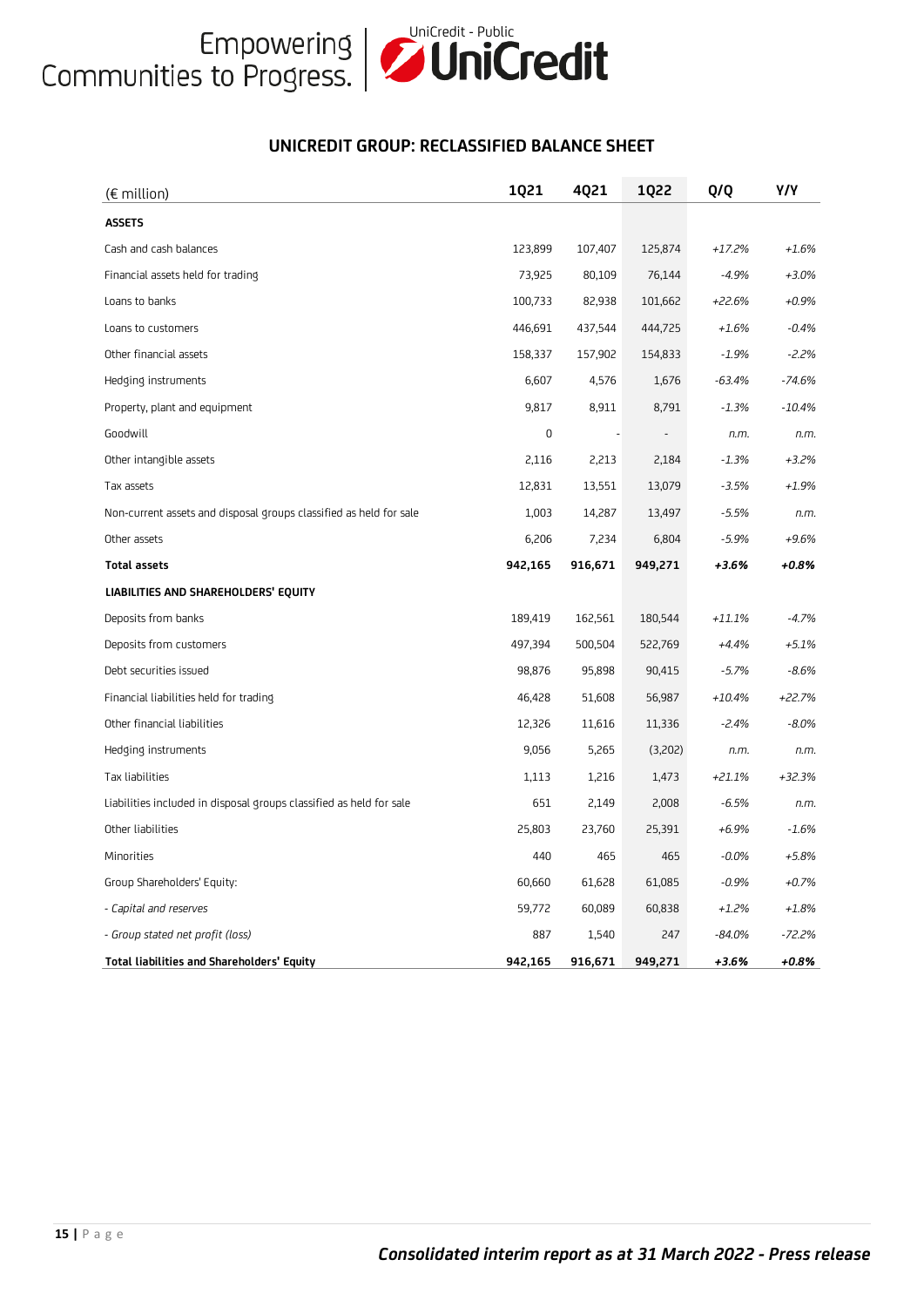## UNICREDIT GROUP: RECLASSIFIED BALANCE SHEET

| (€ million) | 1Q21 | 4Q21 | 1Q22 | Q/Q | Y/Y |
|---|---|---|---|---|---|
| **ASSETS** | | | | | |
| Cash and cash balances | 123,899 | 107,407 | 125,874 | *+17.2%* | *+1.6%* |
| Financial assets held for trading | 73,925 | 80,109 | 76,144 | *-4.9%* | *+3.0%* |
| Loans to banks | 100,733 | 82,938 | 101,662 | *+22.6%* | *+0.9%* |
| Loans to customers | 446,691 | 437,544 | 444,725 | *+1.6%* | *-0.4%* |
| Other financial assets | 158,337 | 157,902 | 154,833 | *-1.9%* | *-2.2%* |
| Hedging instruments | 6,607 | 4,576 | 1,676 | *-63.4%* | *-74.6%* |
| Property, plant and equipment | 9,817 | 8,911 | 8,791 | *-1.3%* | *-10.4%* |
| Goodwill | 0 | - | - | *n.m.* | *n.m.* |
| Other intangible assets | 2,116 | 2,213 | 2,184 | *-1.3%* | *+3.2%* |
| Tax assets | 12,831 | 13,551 | 13,079 | *-3.5%* | *+1.9%* |
| Non-current assets and disposal groups classified as held for sale | 1,003 | 14,287 | 13,497 | *-5.5%* | *n.m.* |
| Other assets | 6,206 | 7,234 | 6,804 | *-5.9%* | *+9.6%* |
| **Total assets** | **942,165** | **916,671** | **949,271** | ***+3.6%*** | ***+0.8%*** |
| **LIABILITIES AND SHAREHOLDERS' EQUITY** | | | | | |
| Deposits from banks | 189,419 | 162,561 | 180,544 | *+11.1%* | *-4.7%* |
| Deposits from customers | 497,394 | 500,504 | 522,769 | *+4.4%* | *+5.1%* |
| Debt securities issued | 98,876 | 95,898 | 90,415 | *-5.7%* | *-8.6%* |
| Financial liabilities held for trading | 46,428 | 51,608 | 56,987 | *+10.4%* | *+22.7%* |
| Other financial liabilities | 12,326 | 11,616 | 11,336 | *-2.4%* | *-8.0%* |
| Hedging instruments | 9,056 | 5,265 | (3,202) | *n.m.* | *n.m.* |
| Tax liabilities | 1,113 | 1,216 | 1,473 | *+21.1%* | *+32.3%* |
| Liabilities included in disposal groups classified as held for sale | 651 | 2,149 | 2,008 | *-6.5%* | *n.m.* |
| Other liabilities | 25,803 | 23,760 | 25,391 | *+6.9%* | *-1.6%* |
| Minorities | 440 | 465 | 465 | *-0.0%* | *+5.8%* |
| Group Shareholders' Equity: | 60,660 | 61,628 | 61,085 | *-0.9%* | *+0.7%* |
| *- Capital and reserves* | 59,772 | 60,089 | 60,838 | *+1.2%* | *+1.8%* |
| *- Group stated net profit (loss)* | 887 | 1,540 | 247 | *-84.0%* | *-72.2%* |
| **Total liabilities and Shareholders' Equity** | **942,165** | **916,671** | **949,271** | ***+3.6%*** | ***+0.8%*** |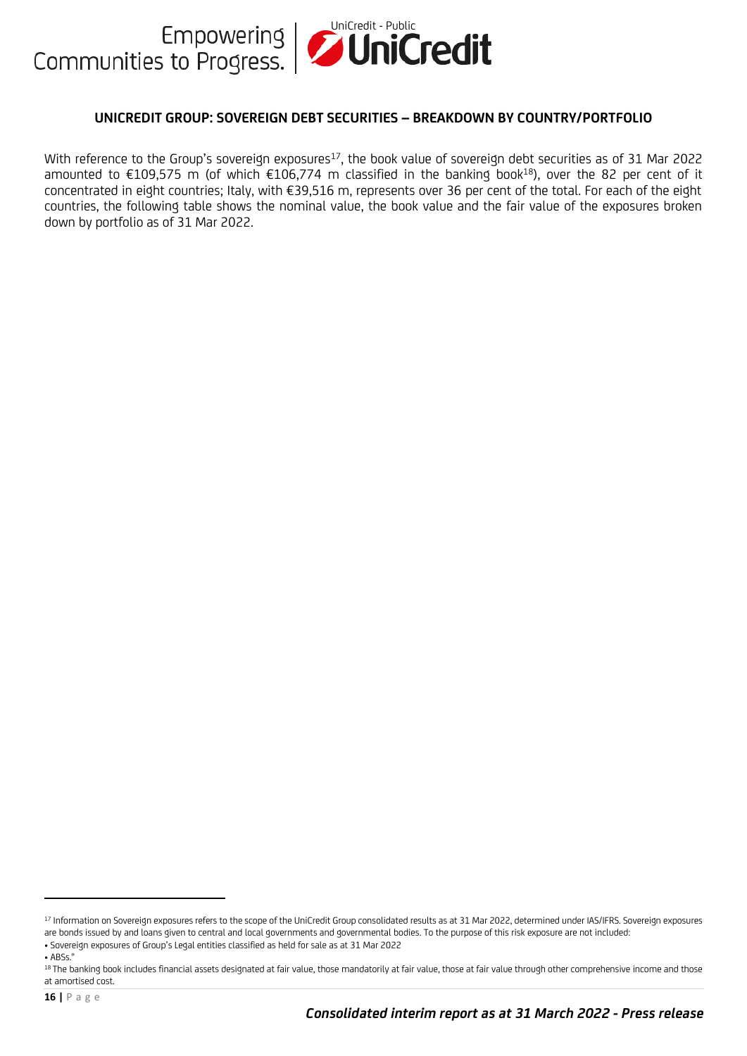## UNICREDIT GROUP: SOVEREIGN DEBT SECURITIES – BREAKDOWN BY COUNTRY/PORTFOLIO

With reference to the Group's sovereign exposures[17], the book value of sovereign debt securities as of 31 Mar 2022 amounted to €109,575 m (of which €106,774 m classified in the banking book[18]), over the 82 per cent of it concentrated in eight countries; Italy, with €39,516 m, represents over 36 per cent of the total. For each of the eight countries, the following table shows the nominal value, the book value and the fair value of the exposures broken down by portfolio as of 31 Mar 2022.

---

[17] Information on Sovereign exposures refers to the scope of the UniCredit Group consolidated results as at 31 Mar 2022, determined under IAS/IFRS. Sovereign exposures are bonds issued by and loans given to central and local governments and governmental bodies. To the purpose of this risk exposure are not included:

- Sovereign exposures of Group's Legal entities classified as held for sale as at 31 Mar 2022
- ABSs."

[18] The banking book includes financial assets designated at fair value, those mandatorily at fair value, those at fair value through other comprehensive income and those at amortised cost.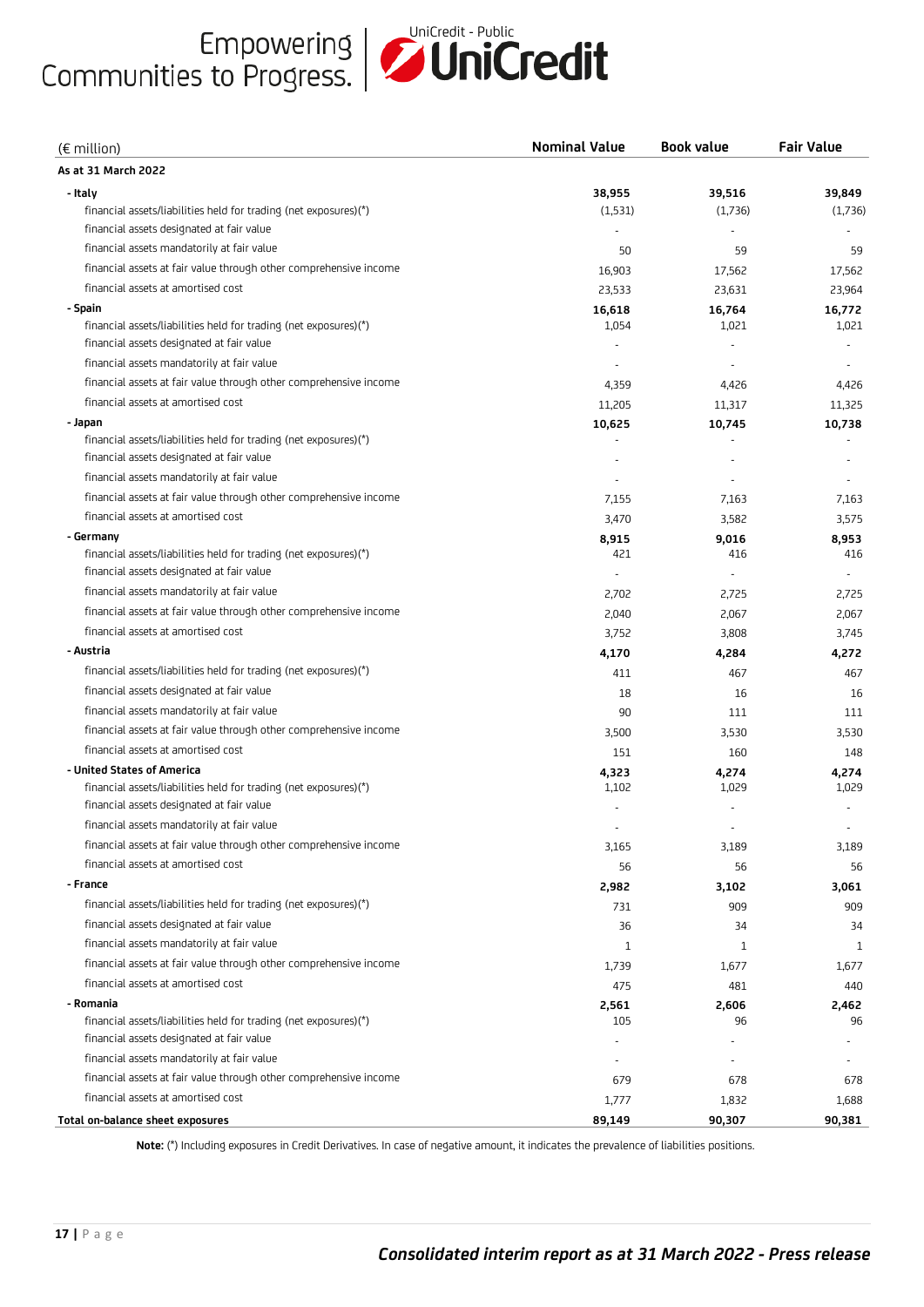| (€ million) | Nominal Value | Book value | Fair Value |
|---|---|---|---|
| **As at 31 March 2022** | | | |
| **- Italy** | **38,955** | **39,516** | **39,849** |
| financial assets/liabilities held for trading (net exposures)(*) | (1,531) | (1,736) | (1,736) |
| financial assets designated at fair value | - | - | - |
| financial assets mandatorily at fair value | 50 | 59 | 59 |
| financial assets at fair value through other comprehensive income | 16,903 | 17,562 | 17,562 |
| financial assets at amortised cost | 23,533 | 23,631 | 23,964 |
| **- Spain** | **16,618** | **16,764** | **16,772** |
| financial assets/liabilities held for trading (net exposures)(*) | 1,054 | 1,021 | 1,021 |
| financial assets designated at fair value | - | - | - |
| financial assets mandatorily at fair value | - | - | - |
| financial assets at fair value through other comprehensive income | 4,359 | 4,426 | 4,426 |
| financial assets at amortised cost | 11,205 | 11,317 | 11,325 |
| **- Japan** | **10,625** | **10,745** | **10,738** |
| financial assets/liabilities held for trading (net exposures)(*) | - | - | - |
| financial assets designated at fair value | - | - | - |
| financial assets mandatorily at fair value | - | - | - |
| financial assets at fair value through other comprehensive income | 7,155 | 7,163 | 7,163 |
| financial assets at amortised cost | 3,470 | 3,582 | 3,575 |
| **- Germany** | **8,915** | **9,016** | **8,953** |
| financial assets/liabilities held for trading (net exposures)(*) | 421 | 416 | 416 |
| financial assets designated at fair value | - | - | - |
| financial assets mandatorily at fair value | 2,702 | 2,725 | 2,725 |
| financial assets at fair value through other comprehensive income | 2,040 | 2,067 | 2,067 |
| financial assets at amortised cost | 3,752 | 3,808 | 3,745 |
| **- Austria** | **4,170** | **4,284** | **4,272** |
| financial assets/liabilities held for trading (net exposures)(*) | 411 | 467 | 467 |
| financial assets designated at fair value | 18 | 16 | 16 |
| financial assets mandatorily at fair value | 90 | 111 | 111 |
| financial assets at fair value through other comprehensive income | 3,500 | 3,530 | 3,530 |
| financial assets at amortised cost | 151 | 160 | 148 |
| **- United States of America** | **4,323** | **4,274** | **4,274** |
| financial assets/liabilities held for trading (net exposures)(*) | 1,102 | 1,029 | 1,029 |
| financial assets designated at fair value | - | - | - |
| financial assets mandatorily at fair value | - | - | - |
| financial assets at fair value through other comprehensive income | 3,165 | 3,189 | 3,189 |
| financial assets at amortised cost | 56 | 56 | 56 |
| **- France** | **2,982** | **3,102** | **3,061** |
| financial assets/liabilities held for trading (net exposures)(*) | 731 | 909 | 909 |
| financial assets designated at fair value | 36 | 34 | 34 |
| financial assets mandatorily at fair value | 1 | 1 | 1 |
| financial assets at fair value through other comprehensive income | 1,739 | 1,677 | 1,677 |
| financial assets at amortised cost | 475 | 481 | 440 |
| **- Romania** | **2,561** | **2,606** | **2,462** |
| financial assets/liabilities held for trading (net exposures)(*) | 105 | 96 | 96 |
| financial assets designated at fair value | - | - | - |
| financial assets mandatorily at fair value | - | - | - |
| financial assets at fair value through other comprehensive income | 679 | 678 | 678 |
| financial assets at amortised cost | 1,777 | 1,832 | 1,688 |
| **Total on-balance sheet exposures** | **89,149** | **90,307** | **90,381** |

**Note:** (*) Including exposures in Credit Derivatives. In case of negative amount, it indicates the prevalence of liabilities positions.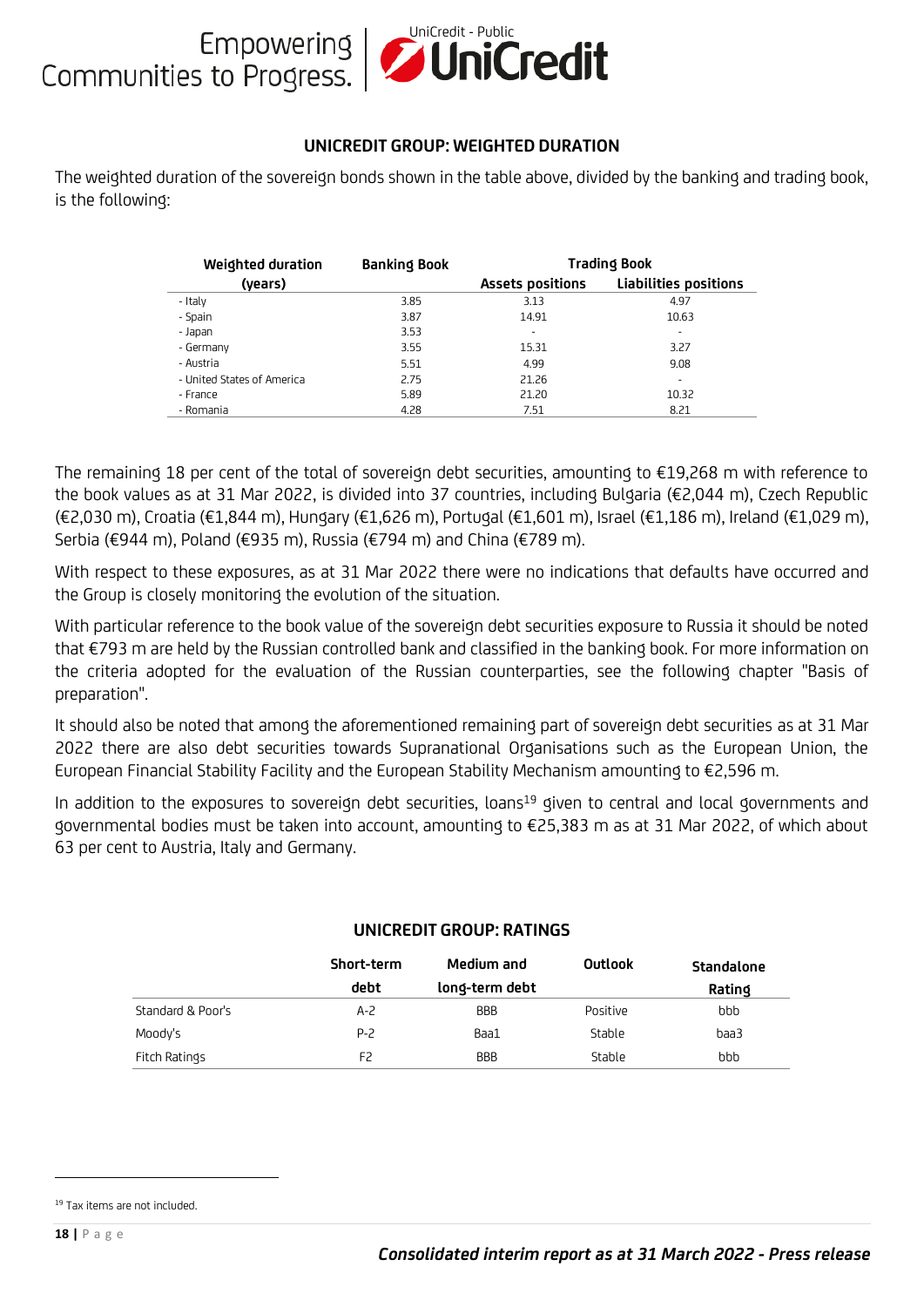## UNICREDIT GROUP: WEIGHTED DURATION

The weighted duration of the sovereign bonds shown in the table above, divided by the banking and trading book, is the following:

| Weighted duration (years) | Banking Book | Trading Book | |
|---|---|---|---|
| | | Assets positions | Liabilities positions |
| - Italy | 3.85 | 3.13 | 4.97 |
| - Spain | 3.87 | 14.91 | 10.63 |
| - Japan | 3.53 | - | - |
| - Germany | 3.55 | 15.31 | 3.27 |
| - Austria | 5.51 | 4.99 | 9.08 |
| - United States of America | 2.75 | 21.26 | - |
| - France | 5.89 | 21.20 | 10.32 |
| - Romania | 4.28 | 7.51 | 8.21 |

The remaining 18 per cent of the total of sovereign debt securities, amounting to €19,268 m with reference to the book values as at 31 Mar 2022, is divided into 37 countries, including Bulgaria (€2,044 m), Czech Republic (€2,030 m), Croatia (€1,844 m), Hungary (€1,626 m), Portugal (€1,601 m), Israel (€1,186 m), Ireland (€1,029 m), Serbia (€944 m), Poland (€935 m), Russia (€794 m) and China (€789 m).

With respect to these exposures, as at 31 Mar 2022 there were no indications that defaults have occurred and the Group is closely monitoring the evolution of the situation.

With particular reference to the book value of the sovereign debt securities exposure to Russia it should be noted that €793 m are held by the Russian controlled bank and classified in the banking book. For more information on the criteria adopted for the evaluation of the Russian counterparties, see the following chapter "Basis of preparation".

It should also be noted that among the aforementioned remaining part of sovereign debt securities as at 31 Mar 2022 there are also debt securities towards Supranational Organisations such as the European Union, the European Financial Stability Facility and the European Stability Mechanism amounting to €2,596 m.

In addition to the exposures to sovereign debt securities, loans[19] given to central and local governments and governmental bodies must be taken into account, amounting to €25,383 m as at 31 Mar 2022, of which about 63 per cent to Austria, Italy and Germany.

## UNICREDIT GROUP: RATINGS

| | Short-term debt | Medium and long-term debt | Outlook | Standalone Rating |
|---|---|---|---|---|
| Standard & Poor's | A-2 | BBB | Positive | bbb |
| Moody's | P-2 | Baa1 | Stable | baa3 |
| Fitch Ratings | F2 | BBB | Stable | bbb |

[19] Tax items are not included.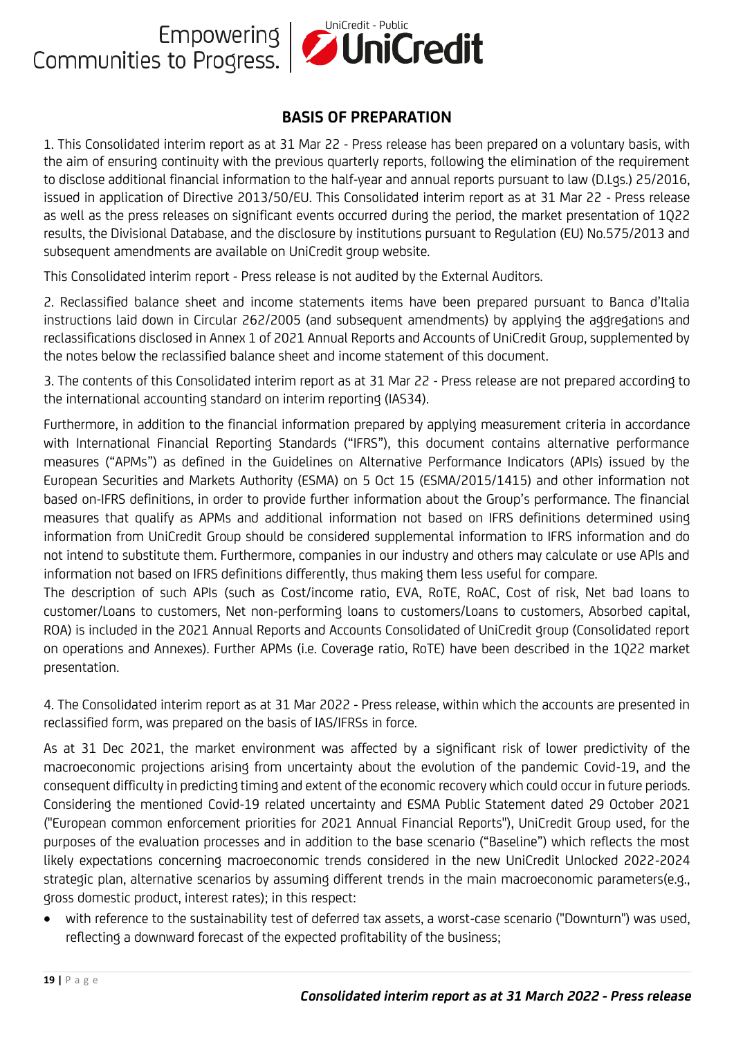## BASIS OF PREPARATION

1. This Consolidated interim report as at 31 Mar 22 - Press release has been prepared on a voluntary basis, with the aim of ensuring continuity with the previous quarterly reports, following the elimination of the requirement to disclose additional financial information to the half-year and annual reports pursuant to law (D.Lgs.) 25/2016, issued in application of Directive 2013/50/EU. This Consolidated interim report as at 31 Mar 22 - Press release as well as the press releases on significant events occurred during the period, the market presentation of 1Q22 results, the Divisional Database, and the disclosure by institutions pursuant to Regulation (EU) No.575/2013 and subsequent amendments are available on UniCredit group website.

This Consolidated interim report - Press release is not audited by the External Auditors.

2. Reclassified balance sheet and income statements items have been prepared pursuant to Banca d'Italia instructions laid down in Circular 262/2005 (and subsequent amendments) by applying the aggregations and reclassifications disclosed in Annex 1 of 2021 Annual Reports and Accounts of UniCredit Group, supplemented by the notes below the reclassified balance sheet and income statement of this document.

3. The contents of this Consolidated interim report as at 31 Mar 22 - Press release are not prepared according to the international accounting standard on interim reporting (IAS34).

Furthermore, in addition to the financial information prepared by applying measurement criteria in accordance with International Financial Reporting Standards ("IFRS"), this document contains alternative performance measures ("APMs") as defined in the Guidelines on Alternative Performance Indicators (APIs) issued by the European Securities and Markets Authority (ESMA) on 5 Oct 15 (ESMA/2015/1415) and other information not based on-IFRS definitions, in order to provide further information about the Group's performance. The financial measures that qualify as APMs and additional information not based on IFRS definitions determined using information from UniCredit Group should be considered supplemental information to IFRS information and do not intend to substitute them. Furthermore, companies in our industry and others may calculate or use APIs and information not based on IFRS definitions differently, thus making them less useful for compare.
The description of such APIs (such as Cost/income ratio, EVA, RoTE, RoAC, Cost of risk, Net bad loans to customer/Loans to customers, Net non-performing loans to customers/Loans to customers, Absorbed capital, ROA) is included in the 2021 Annual Reports and Accounts Consolidated of UniCredit group (Consolidated report on operations and Annexes). Further APMs (i.e. Coverage ratio, RoTE) have been described in the 1Q22 market presentation.

4. The Consolidated interim report as at 31 Mar 2022 - Press release, within which the accounts are presented in reclassified form, was prepared on the basis of IAS/IFRSs in force.

As at 31 Dec 2021, the market environment was affected by a significant risk of lower predictivity of the macroeconomic projections arising from uncertainty about the evolution of the pandemic Covid-19, and the consequent difficulty in predicting timing and extent of the economic recovery which could occur in future periods. Considering the mentioned Covid-19 related uncertainty and ESMA Public Statement dated 29 October 2021 ("European common enforcement priorities for 2021 Annual Financial Reports"), UniCredit Group used, for the purposes of the evaluation processes and in addition to the base scenario ("Baseline") which reflects the most likely expectations concerning macroeconomic trends considered in the new UniCredit Unlocked 2022-2024 strategic plan, alternative scenarios by assuming different trends in the main macroeconomic parameters(e.g., gross domestic product, interest rates); in this respect:

- with reference to the sustainability test of deferred tax assets, a worst-case scenario ("Downturn") was used, reflecting a downward forecast of the expected profitability of the business;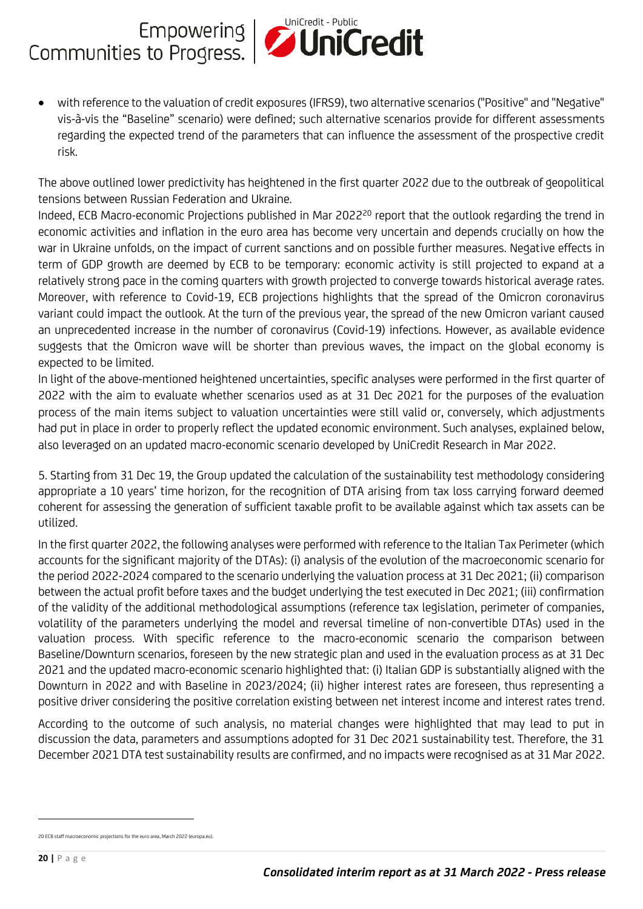- with reference to the valuation of credit exposures (IFRS9), two alternative scenarios ("Positive" and "Negative" vis-à-vis the "Baseline" scenario) were defined; such alternative scenarios provide for different assessments regarding the expected trend of the parameters that can influence the assessment of the prospective credit risk.

The above outlined lower predictivity has heightened in the first quarter 2022 due to the outbreak of geopolitical tensions between Russian Federation and Ukraine.

Indeed, ECB Macro-economic Projections published in Mar 2022[20] report that the outlook regarding the trend in economic activities and inflation in the euro area has become very uncertain and depends crucially on how the war in Ukraine unfolds, on the impact of current sanctions and on possible further measures. Negative effects in term of GDP growth are deemed by ECB to be temporary: economic activity is still projected to expand at a relatively strong pace in the coming quarters with growth projected to converge towards historical average rates. Moreover, with reference to Covid-19, ECB projections highlights that the spread of the Omicron coronavirus variant could impact the outlook. At the turn of the previous year, the spread of the new Omicron variant caused an unprecedented increase in the number of coronavirus (Covid-19) infections. However, as available evidence suggests that the Omicron wave will be shorter than previous waves, the impact on the global economy is expected to be limited.

In light of the above-mentioned heightened uncertainties, specific analyses were performed in the first quarter of 2022 with the aim to evaluate whether scenarios used as at 31 Dec 2021 for the purposes of the evaluation process of the main items subject to valuation uncertainties were still valid or, conversely, which adjustments had put in place in order to properly reflect the updated economic environment. Such analyses, explained below, also leveraged on an updated macro-economic scenario developed by UniCredit Research in Mar 2022.

5. Starting from 31 Dec 19, the Group updated the calculation of the sustainability test methodology considering appropriate a 10 years' time horizon, for the recognition of DTA arising from tax loss carrying forward deemed coherent for assessing the generation of sufficient taxable profit to be available against which tax assets can be utilized.

In the first quarter 2022, the following analyses were performed with reference to the Italian Tax Perimeter (which accounts for the significant majority of the DTAs): (i) analysis of the evolution of the macroeconomic scenario for the period 2022-2024 compared to the scenario underlying the valuation process at 31 Dec 2021; (ii) comparison between the actual profit before taxes and the budget underlying the test executed in Dec 2021; (iii) confirmation of the validity of the additional methodological assumptions (reference tax legislation, perimeter of companies, volatility of the parameters underlying the model and reversal timeline of non-convertible DTAs) used in the valuation process. With specific reference to the macro-economic scenario the comparison between Baseline/Downturn scenarios, foreseen by the new strategic plan and used in the evaluation process as at 31 Dec 2021 and the updated macro-economic scenario highlighted that: (i) Italian GDP is substantially aligned with the Downturn in 2022 and with Baseline in 2023/2024; (ii) higher interest rates are foreseen, thus representing a positive driver considering the positive correlation existing between net interest income and interest rates trend.

According to the outcome of such analysis, no material changes were highlighted that may lead to put in discussion the data, parameters and assumptions adopted for 31 Dec 2021 sustainability test. Therefore, the 31 December 2021 DTA test sustainability results are confirmed, and no impacts were recognised as at 31 Mar 2022.

---

20 ECB staff macroeconomic projections for the euro area, March 2022 (europa.eu).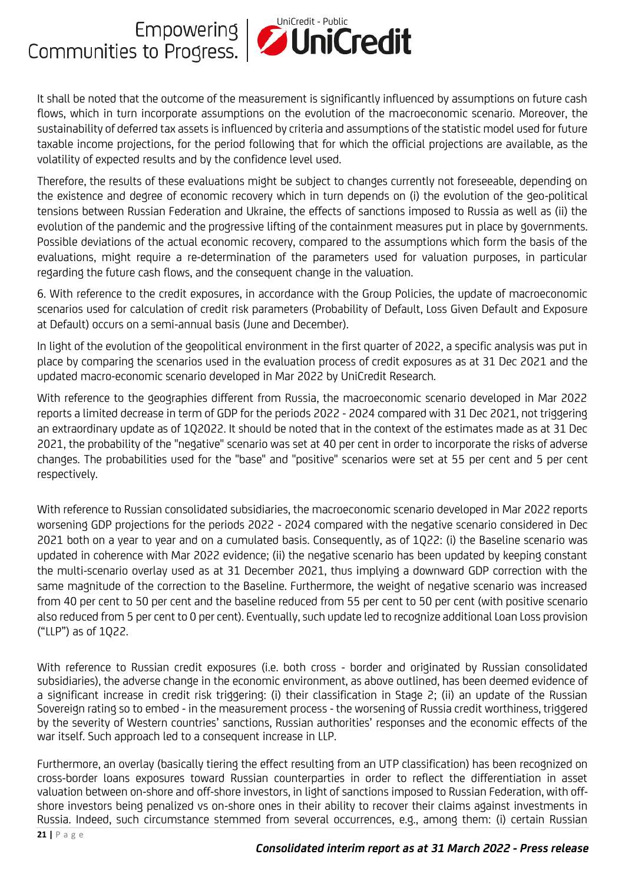It shall be noted that the outcome of the measurement is significantly influenced by assumptions on future cash flows, which in turn incorporate assumptions on the evolution of the macroeconomic scenario. Moreover, the sustainability of deferred tax assets is influenced by criteria and assumptions of the statistic model used for future taxable income projections, for the period following that for which the official projections are available, as the volatility of expected results and by the confidence level used.

Therefore, the results of these evaluations might be subject to changes currently not foreseeable, depending on the existence and degree of economic recovery which in turn depends on (i) the evolution of the geo-political tensions between Russian Federation and Ukraine, the effects of sanctions imposed to Russia as well as (ii) the evolution of the pandemic and the progressive lifting of the containment measures put in place by governments. Possible deviations of the actual economic recovery, compared to the assumptions which form the basis of the evaluations, might require a re-determination of the parameters used for valuation purposes, in particular regarding the future cash flows, and the consequent change in the valuation.

6. With reference to the credit exposures, in accordance with the Group Policies, the update of macroeconomic scenarios used for calculation of credit risk parameters (Probability of Default, Loss Given Default and Exposure at Default) occurs on a semi-annual basis (June and December).

In light of the evolution of the geopolitical environment in the first quarter of 2022, a specific analysis was put in place by comparing the scenarios used in the evaluation process of credit exposures as at 31 Dec 2021 and the updated macro-economic scenario developed in Mar 2022 by UniCredit Research.

With reference to the geographies different from Russia, the macroeconomic scenario developed in Mar 2022 reports a limited decrease in term of GDP for the periods 2022 - 2024 compared with 31 Dec 2021, not triggering an extraordinary update as of 1Q2022. It should be noted that in the context of the estimates made as at 31 Dec 2021, the probability of the "negative" scenario was set at 40 per cent in order to incorporate the risks of adverse changes. The probabilities used for the "base" and "positive" scenarios were set at 55 per cent and 5 per cent respectively.

With reference to Russian consolidated subsidiaries, the macroeconomic scenario developed in Mar 2022 reports worsening GDP projections for the periods 2022 - 2024 compared with the negative scenario considered in Dec 2021 both on a year to year and on a cumulated basis. Consequently, as of 1Q22: (i) the Baseline scenario was updated in coherence with Mar 2022 evidence; (ii) the negative scenario has been updated by keeping constant the multi-scenario overlay used as at 31 December 2021, thus implying a downward GDP correction with the same magnitude of the correction to the Baseline. Furthermore, the weight of negative scenario was increased from 40 per cent to 50 per cent and the baseline reduced from 55 per cent to 50 per cent (with positive scenario also reduced from 5 per cent to 0 per cent). Eventually, such update led to recognize additional Loan Loss provision ("LLP") as of 1Q22.

With reference to Russian credit exposures (i.e. both cross - border and originated by Russian consolidated subsidiaries), the adverse change in the economic environment, as above outlined, has been deemed evidence of a significant increase in credit risk triggering: (i) their classification in Stage 2; (ii) an update of the Russian Sovereign rating so to embed - in the measurement process - the worsening of Russia credit worthiness, triggered by the severity of Western countries' sanctions, Russian authorities' responses and the economic effects of the war itself. Such approach led to a consequent increase in LLP.

Furthermore, an overlay (basically tiering the effect resulting from an UTP classification) has been recognized on cross-border loans exposures toward Russian counterparties in order to reflect the differentiation in asset valuation between on-shore and off-shore investors, in light of sanctions imposed to Russian Federation, with off-shore investors being penalized vs on-shore ones in their ability to recover their claims against investments in Russia. Indeed, such circumstance stemmed from several occurrences, e.g., among them: (i) certain Russian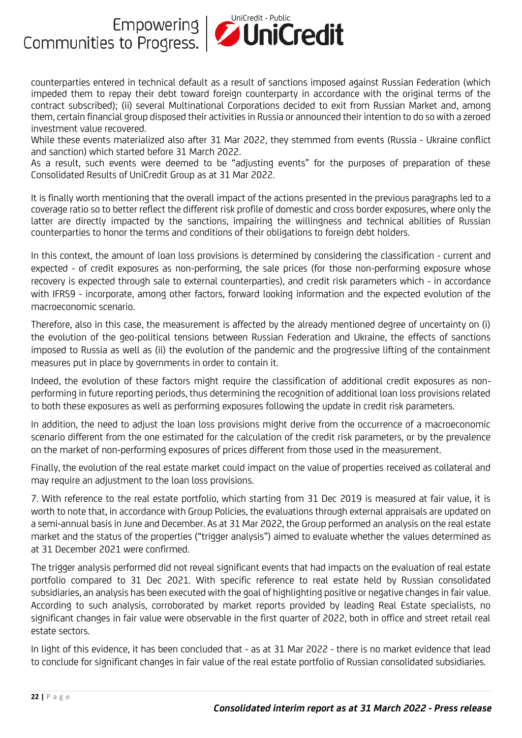counterparties entered in technical default as a result of sanctions imposed against Russian Federation (which impeded them to repay their debt toward foreign counterparty in accordance with the original terms of the contract subscribed); (ii) several Multinational Corporations decided to exit from Russian Market and, among them, certain financial group disposed their activities in Russia or announced their intention to do so with a zeroed investment value recovered.

While these events materialized also after 31 Mar 2022, they stemmed from events (Russia - Ukraine conflict and sanction) which started before 31 March 2022.

As a result, such events were deemed to be "adjusting events" for the purposes of preparation of these Consolidated Results of UniCredit Group as at 31 Mar 2022.

It is finally worth mentioning that the overall impact of the actions presented in the previous paragraphs led to a coverage ratio so to better reflect the different risk profile of domestic and cross border exposures, where only the latter are directly impacted by the sanctions, impairing the willingness and technical abilities of Russian counterparties to honor the terms and conditions of their obligations to foreign debt holders.

In this context, the amount of loan loss provisions is determined by considering the classification - current and expected - of credit exposures as non-performing, the sale prices (for those non-performing exposure whose recovery is expected through sale to external counterparties), and credit risk parameters which - in accordance with IFRS9 - incorporate, among other factors, forward looking information and the expected evolution of the macroeconomic scenario.

Therefore, also in this case, the measurement is affected by the already mentioned degree of uncertainty on (i) the evolution of the geo-political tensions between Russian Federation and Ukraine, the effects of sanctions imposed to Russia as well as (ii) the evolution of the pandemic and the progressive lifting of the containment measures put in place by governments in order to contain it.

Indeed, the evolution of these factors might require the classification of additional credit exposures as non-performing in future reporting periods, thus determining the recognition of additional loan loss provisions related to both these exposures as well as performing exposures following the update in credit risk parameters.

In addition, the need to adjust the loan loss provisions might derive from the occurrence of a macroeconomic scenario different from the one estimated for the calculation of the credit risk parameters, or by the prevalence on the market of non-performing exposures of prices different from those used in the measurement.

Finally, the evolution of the real estate market could impact on the value of properties received as collateral and may require an adjustment to the loan loss provisions.

7. With reference to the real estate portfolio, which starting from 31 Dec 2019 is measured at fair value, it is worth to note that, in accordance with Group Policies, the evaluations through external appraisals are updated on a semi-annual basis in June and December. As at 31 Mar 2022, the Group performed an analysis on the real estate market and the status of the properties ("trigger analysis") aimed to evaluate whether the values determined as at 31 December 2021 were confirmed.

The trigger analysis performed did not reveal significant events that had impacts on the evaluation of real estate portfolio compared to 31 Dec 2021. With specific reference to real estate held by Russian consolidated subsidiaries, an analysis has been executed with the goal of highlighting positive or negative changes in fair value. According to such analysis, corroborated by market reports provided by leading Real Estate specialists, no significant changes in fair value were observable in the first quarter of 2022, both in office and street retail real estate sectors.

In light of this evidence, it has been concluded that - as at 31 Mar 2022 - there is no market evidence that lead to conclude for significant changes in fair value of the real estate portfolio of Russian consolidated subsidiaries.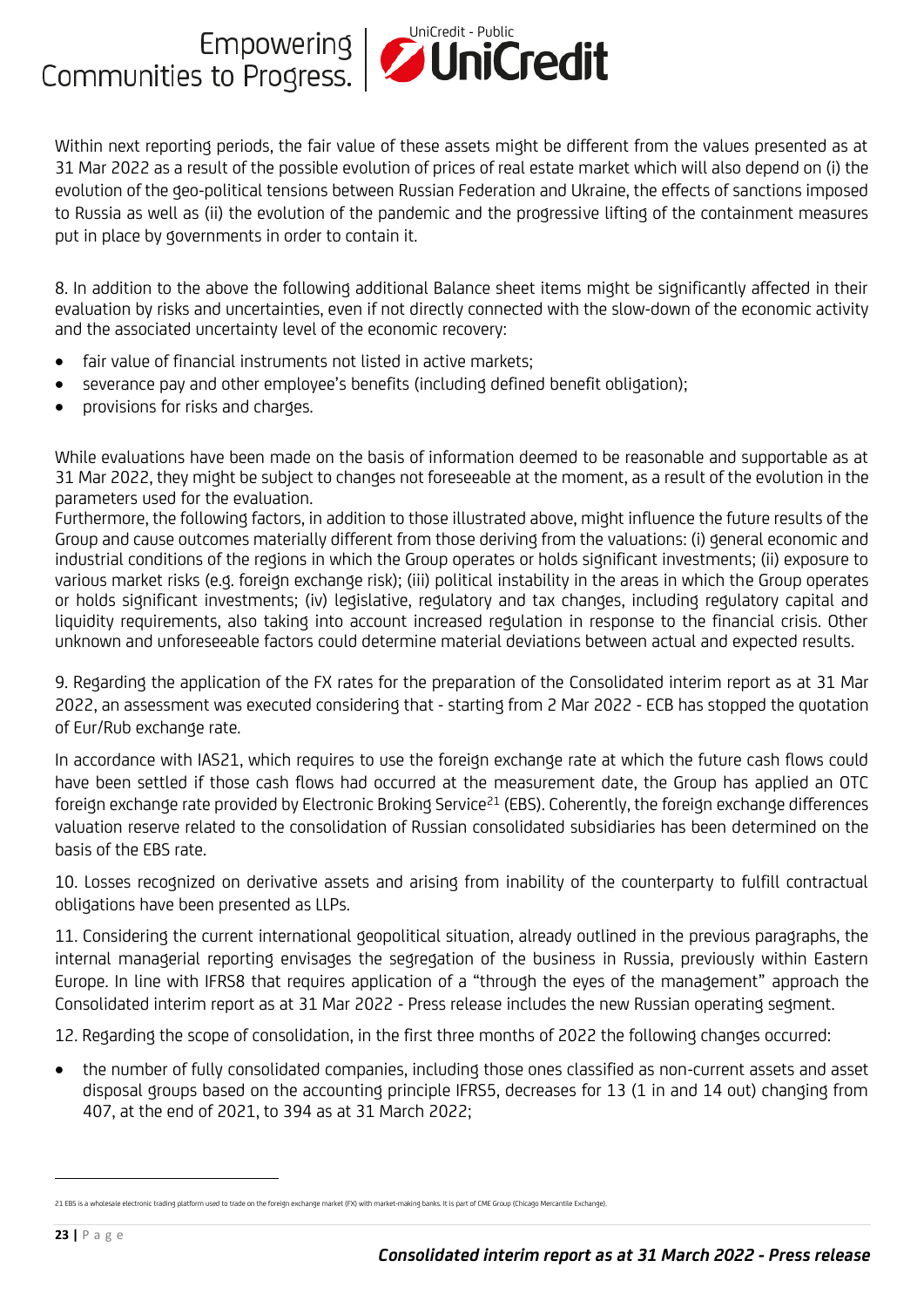Within next reporting periods, the fair value of these assets might be different from the values presented as at 31 Mar 2022 as a result of the possible evolution of prices of real estate market which will also depend on (i) the evolution of the geo-political tensions between Russian Federation and Ukraine, the effects of sanctions imposed to Russia as well as (ii) the evolution of the pandemic and the progressive lifting of the containment measures put in place by governments in order to contain it.

8. In addition to the above the following additional Balance sheet items might be significantly affected in their evaluation by risks and uncertainties, even if not directly connected with the slow-down of the economic activity and the associated uncertainty level of the economic recovery:

- fair value of financial instruments not listed in active markets;
- severance pay and other employee's benefits (including defined benefit obligation);
- provisions for risks and charges.

While evaluations have been made on the basis of information deemed to be reasonable and supportable as at 31 Mar 2022, they might be subject to changes not foreseeable at the moment, as a result of the evolution in the parameters used for the evaluation.
Furthermore, the following factors, in addition to those illustrated above, might influence the future results of the Group and cause outcomes materially different from those deriving from the valuations: (i) general economic and industrial conditions of the regions in which the Group operates or holds significant investments; (ii) exposure to various market risks (e.g. foreign exchange risk); (iii) political instability in the areas in which the Group operates or holds significant investments; (iv) legislative, regulatory and tax changes, including regulatory capital and liquidity requirements, also taking into account increased regulation in response to the financial crisis. Other unknown and unforeseeable factors could determine material deviations between actual and expected results.

9. Regarding the application of the FX rates for the preparation of the Consolidated interim report as at 31 Mar 2022, an assessment was executed considering that - starting from 2 Mar 2022 - ECB has stopped the quotation of Eur/Rub exchange rate.

In accordance with IAS21, which requires to use the foreign exchange rate at which the future cash flows could have been settled if those cash flows had occurred at the measurement date, the Group has applied an OTC foreign exchange rate provided by Electronic Broking Service[21] (EBS). Coherently, the foreign exchange differences valuation reserve related to the consolidation of Russian consolidated subsidiaries has been determined on the basis of the EBS rate.

10. Losses recognized on derivative assets and arising from inability of the counterparty to fulfill contractual obligations have been presented as LLPs.

11. Considering the current international geopolitical situation, already outlined in the previous paragraphs, the internal managerial reporting envisages the segregation of the business in Russia, previously within Eastern Europe. In line with IFRS8 that requires application of a "through the eyes of the management" approach the Consolidated interim report as at 31 Mar 2022 - Press release includes the new Russian operating segment.

12. Regarding the scope of consolidation, in the first three months of 2022 the following changes occurred:

- the number of fully consolidated companies, including those ones classified as non-current assets and asset disposal groups based on the accounting principle IFRS5, decreases for 13 (1 in and 14 out) changing from 407, at the end of 2021, to 394 as at 31 March 2022;

---

21 EBS is a wholesale electronic trading platform used to trade on the foreign exchange market (FX) with market-making banks. It is part of CME Group (Chicago Mercantile Exchange).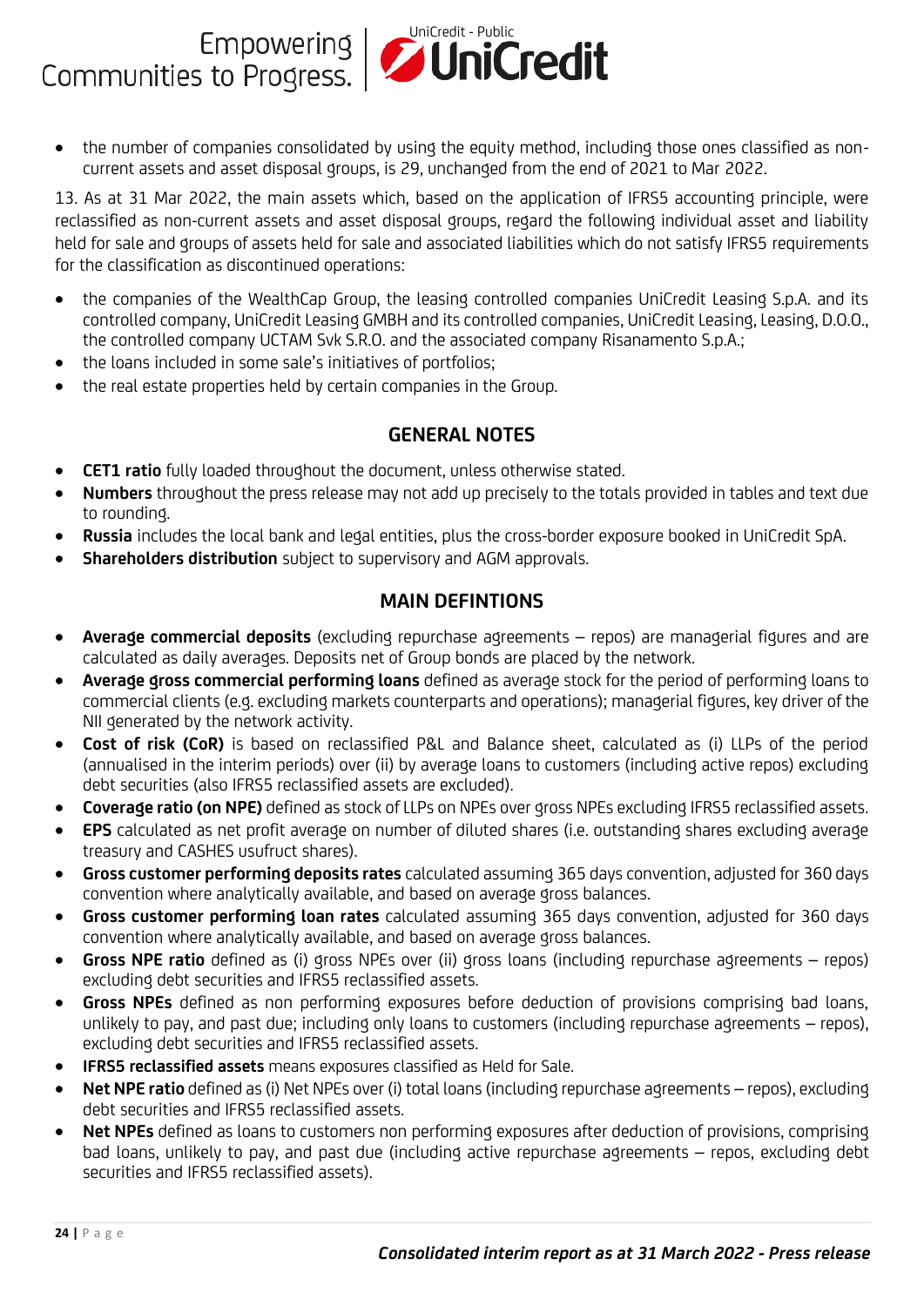- the number of companies consolidated by using the equity method, including those ones classified as non-current assets and asset disposal groups, is 29, unchanged from the end of 2021 to Mar 2022.

13. As at 31 Mar 2022, the main assets which, based on the application of IFRS5 accounting principle, were reclassified as non-current assets and asset disposal groups, regard the following individual asset and liability held for sale and groups of assets held for sale and associated liabilities which do not satisfy IFRS5 requirements for the classification as discontinued operations:

- the companies of the WealthCap Group, the leasing controlled companies UniCredit Leasing S.p.A. and its controlled company, UniCredit Leasing GMBH and its controlled companies, UniCredit Leasing, Leasing, D.O.O., the controlled company UCTAM Svk S.R.O. and the associated company Risanamento S.p.A.;
- the loans included in some sale's initiatives of portfolios;
- the real estate properties held by certain companies in the Group.

## GENERAL NOTES

- **CET1 ratio** fully loaded throughout the document, unless otherwise stated.
- **Numbers** throughout the press release may not add up precisely to the totals provided in tables and text due to rounding.
- **Russia** includes the local bank and legal entities, plus the cross-border exposure booked in UniCredit SpA.
- **Shareholders distribution** subject to supervisory and AGM approvals.

## MAIN DEFINTIONS

- **Average commercial deposits** (excluding repurchase agreements – repos) are managerial figures and are calculated as daily averages. Deposits net of Group bonds are placed by the network.
- **Average gross commercial performing loans** defined as average stock for the period of performing loans to commercial clients (e.g. excluding markets counterparts and operations); managerial figures, key driver of the NII generated by the network activity.
- **Cost of risk (CoR)** is based on reclassified P&L and Balance sheet, calculated as (i) LLPs of the period (annualised in the interim periods) over (ii) by average loans to customers (including active repos) excluding debt securities (also IFRS5 reclassified assets are excluded).
- **Coverage ratio (on NPE)** defined as stock of LLPs on NPEs over gross NPEs excluding IFRS5 reclassified assets.
- **EPS** calculated as net profit average on number of diluted shares (i.e. outstanding shares excluding average treasury and CASHES usufruct shares).
- **Gross customer performing deposits rates** calculated assuming 365 days convention, adjusted for 360 days convention where analytically available, and based on average gross balances.
- **Gross customer performing loan rates** calculated assuming 365 days convention, adjusted for 360 days convention where analytically available, and based on average gross balances.
- **Gross NPE ratio** defined as (i) gross NPEs over (ii) gross loans (including repurchase agreements – repos) excluding debt securities and IFRS5 reclassified assets.
- **Gross NPEs** defined as non performing exposures before deduction of provisions comprising bad loans, unlikely to pay, and past due; including only loans to customers (including repurchase agreements – repos), excluding debt securities and IFRS5 reclassified assets.
- **IFRS5 reclassified assets** means exposures classified as Held for Sale.
- **Net NPE ratio** defined as (i) Net NPEs over (i) total loans (including repurchase agreements – repos), excluding debt securities and IFRS5 reclassified assets.
- **Net NPEs** defined as loans to customers non performing exposures after deduction of provisions, comprising bad loans, unlikely to pay, and past due (including active repurchase agreements – repos, excluding debt securities and IFRS5 reclassified assets).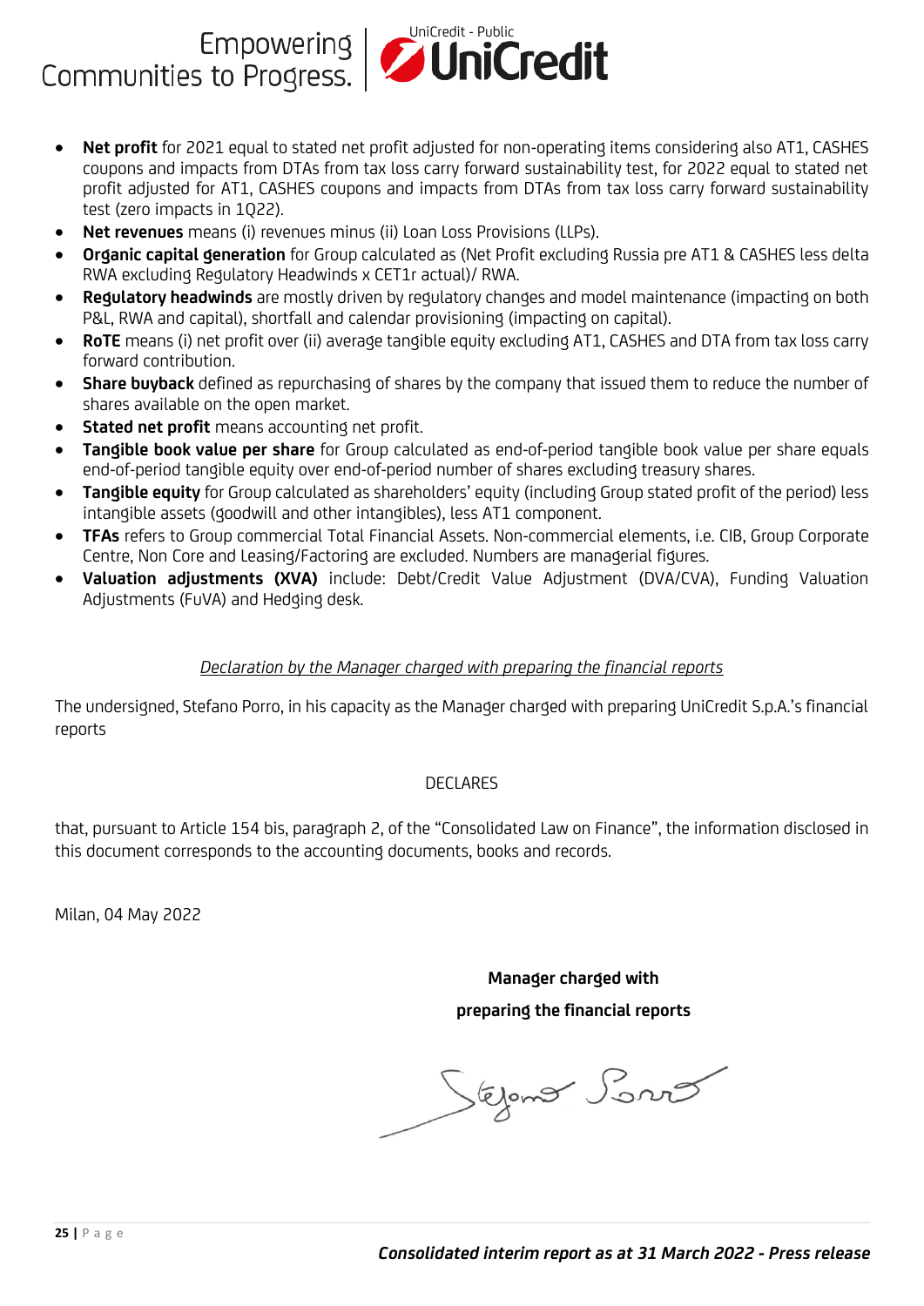- **Net profit** for 2021 equal to stated net profit adjusted for non-operating items considering also AT1, CASHES coupons and impacts from DTAs from tax loss carry forward sustainability test, for 2022 equal to stated net profit adjusted for AT1, CASHES coupons and impacts from DTAs from tax loss carry forward sustainability test (zero impacts in 1Q22).
- **Net revenues** means (i) revenues minus (ii) Loan Loss Provisions (LLPs).
- **Organic capital generation** for Group calculated as (Net Profit excluding Russia pre AT1 & CASHES less delta RWA excluding Regulatory Headwinds x CET1r actual)/ RWA.
- **Regulatory headwinds** are mostly driven by regulatory changes and model maintenance (impacting on both P&L, RWA and capital), shortfall and calendar provisioning (impacting on capital).
- **RoTE** means (i) net profit over (ii) average tangible equity excluding AT1, CASHES and DTA from tax loss carry forward contribution.
- **Share buyback** defined as repurchasing of shares by the company that issued them to reduce the number of shares available on the open market.
- **Stated net profit** means accounting net profit.
- **Tangible book value per share** for Group calculated as end-of-period tangible book value per share equals end-of-period tangible equity over end-of-period number of shares excluding treasury shares.
- **Tangible equity** for Group calculated as shareholders' equity (including Group stated profit of the period) less intangible assets (goodwill and other intangibles), less AT1 component.
- **TFAs** refers to Group commercial Total Financial Assets. Non-commercial elements, i.e. CIB, Group Corporate Centre, Non Core and Leasing/Factoring are excluded. Numbers are managerial figures.
- **Valuation adjustments (XVA)** include: Debt/Credit Value Adjustment (DVA/CVA), Funding Valuation Adjustments (FuVA) and Hedging desk.

*Declaration by the Manager charged with preparing the financial reports*

The undersigned, Stefano Porro, in his capacity as the Manager charged with preparing UniCredit S.p.A.'s financial reports

DECLARES

that, pursuant to Article 154 bis, paragraph 2, of the "Consolidated Law on Finance", the information disclosed in this document corresponds to the accounting documents, books and records.

Milan, 04 May 2022

**Manager charged with**

**preparing the financial reports**

Stefano Porro